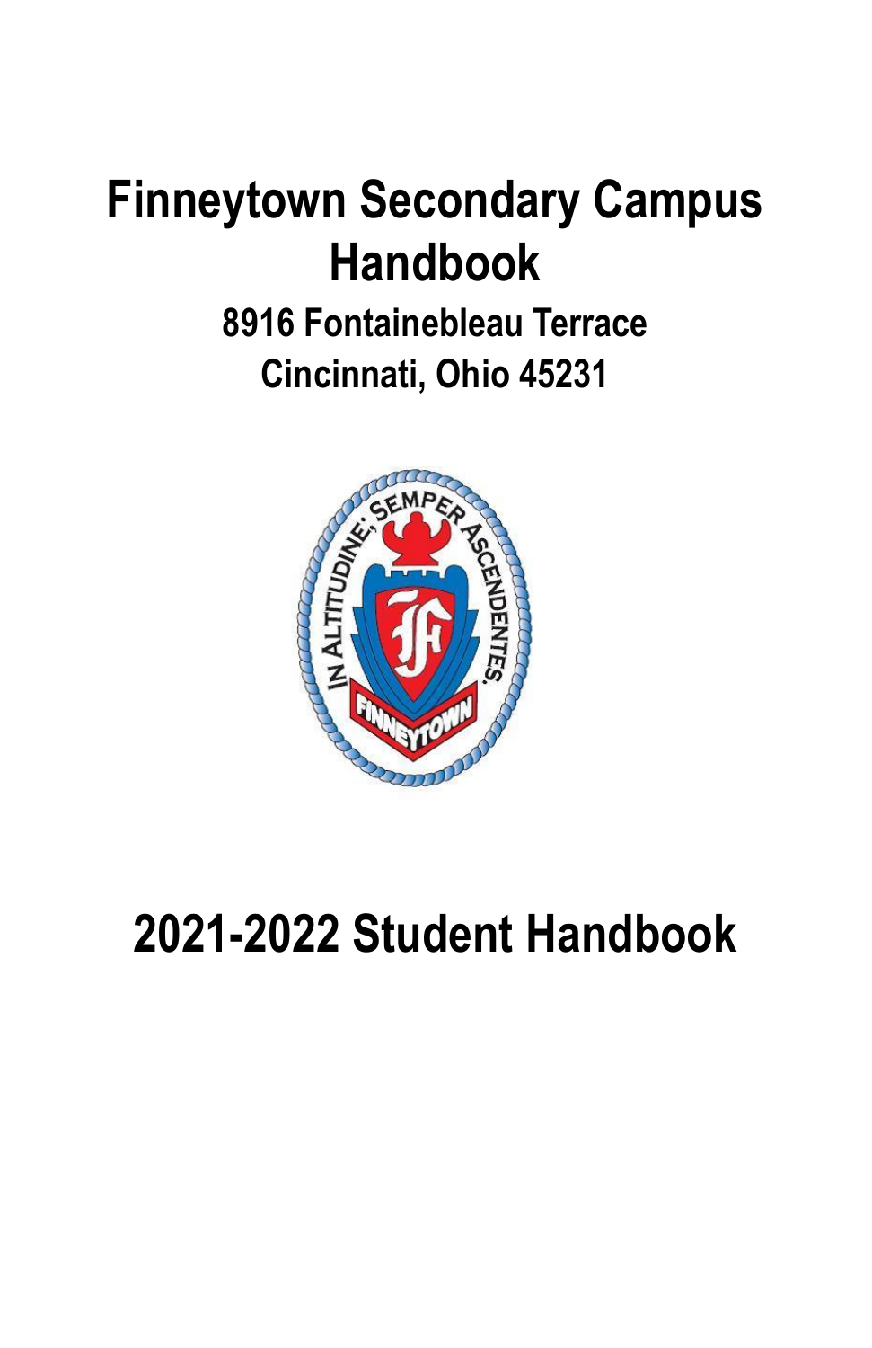# Finneytown Secondary Campus Handbook

## 8916 Fontainebleau Terrace
## Cincinnati, Ohio 45231

# 2021-2022 Student Handbook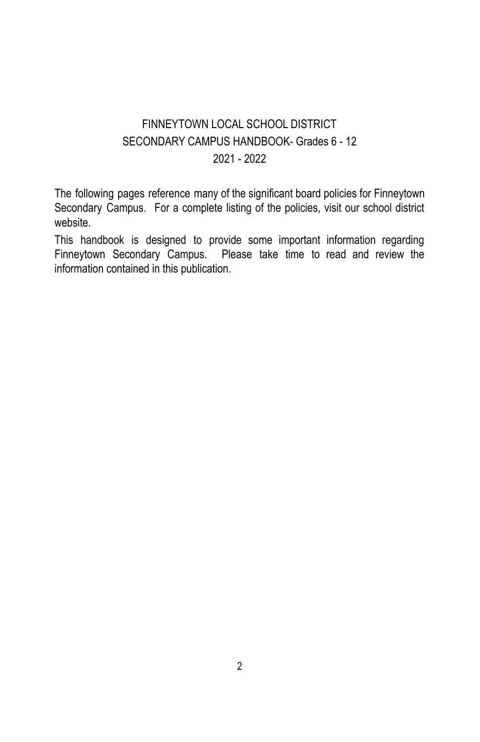# FINNEYTOWN LOCAL SCHOOL DISTRICT
## SECONDARY CAMPUS HANDBOOK- Grades 6 - 12
## 2021 - 2022

The following pages reference many of the significant board policies for Finneytown Secondary Campus. For a complete listing of the policies, visit our school district website.

This handbook is designed to provide some important information regarding Finneytown Secondary Campus. Please take time to read and review the information contained in this publication.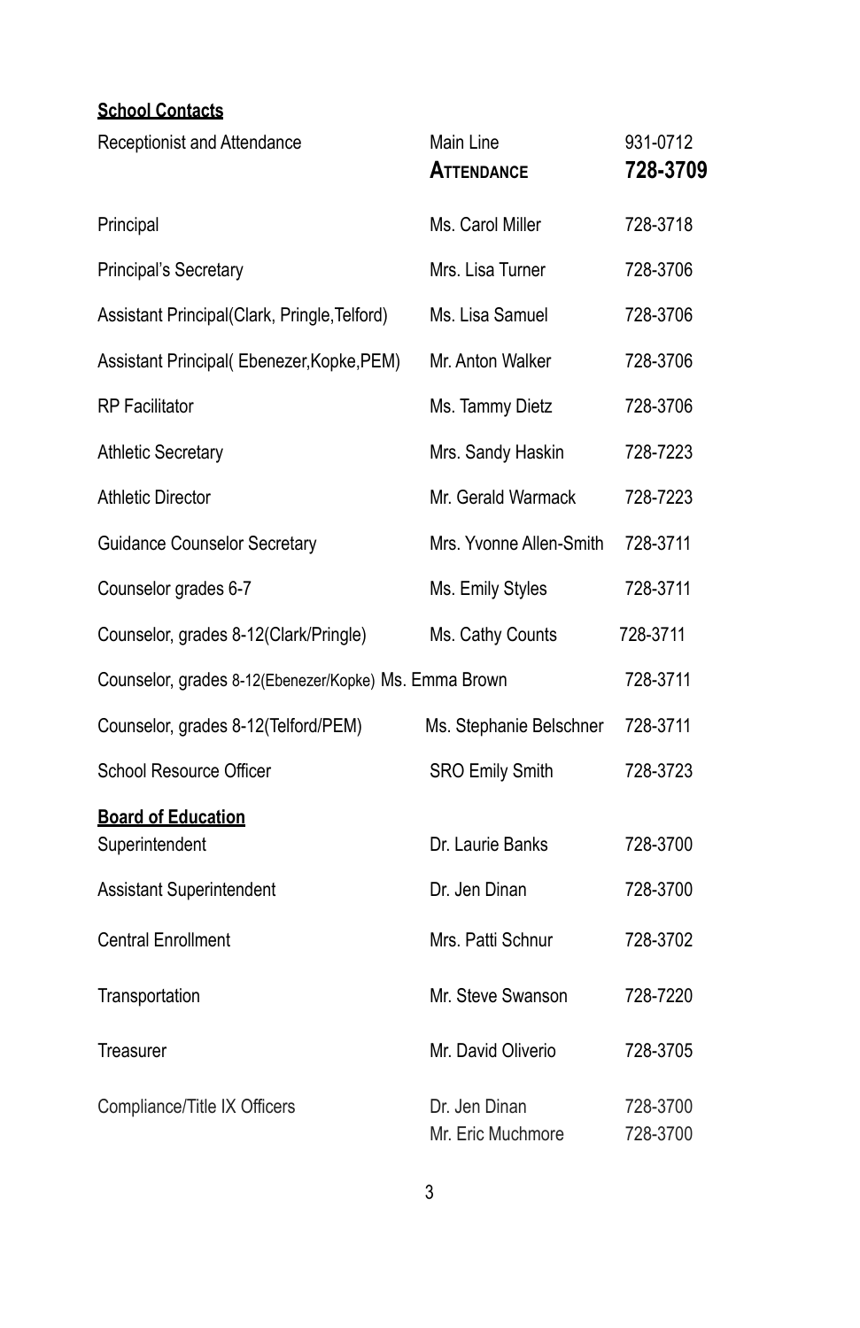**School Contacts**

| | | |
|---|---|---|
| Receptionist and Attendance | Main Line | 931-0712 |
| | **ATTENDANCE** | **728-3709** |
| Principal | Ms. Carol Miller | 728-3718 |
| Principal's Secretary | Mrs. Lisa Turner | 728-3706 |
| Assistant Principal(Clark, Pringle,Telford) | Ms. Lisa Samuel | 728-3706 |
| Assistant Principal( Ebenezer,Kopke,PEM) | Mr. Anton Walker | 728-3706 |
| RP Facilitator | Ms. Tammy Dietz | 728-3706 |
| Athletic Secretary | Mrs. Sandy Haskin | 728-7223 |
| Athletic Director | Mr. Gerald Warmack | 728-7223 |
| Guidance Counselor Secretary | Mrs. Yvonne Allen-Smith | 728-3711 |
| Counselor grades 6-7 | Ms. Emily Styles | 728-3711 |
| Counselor, grades 8-12(Clark/Pringle) | Ms. Cathy Counts | 728-3711 |
| Counselor, grades 8-12(Ebenezer/Kopke) | Ms. Emma Brown | 728-3711 |
| Counselor, grades 8-12(Telford/PEM) | Ms. Stephanie Belschner | 728-3711 |
| School Resource Officer | SRO Emily Smith | 728-3723 |

**Board of Education**

| | | |
|---|---|---|
| Superintendent | Dr. Laurie Banks | 728-3700 |
| Assistant Superintendent | Dr. Jen Dinan | 728-3700 |
| Central Enrollment | Mrs. Patti Schnur | 728-3702 |
| Transportation | Mr. Steve Swanson | 728-7220 |
| Treasurer | Mr. David Oliverio | 728-3705 |
| Compliance/Title IX Officers | Dr. Jen Dinan | 728-3700 |
| | Mr. Eric Muchmore | 728-3700 |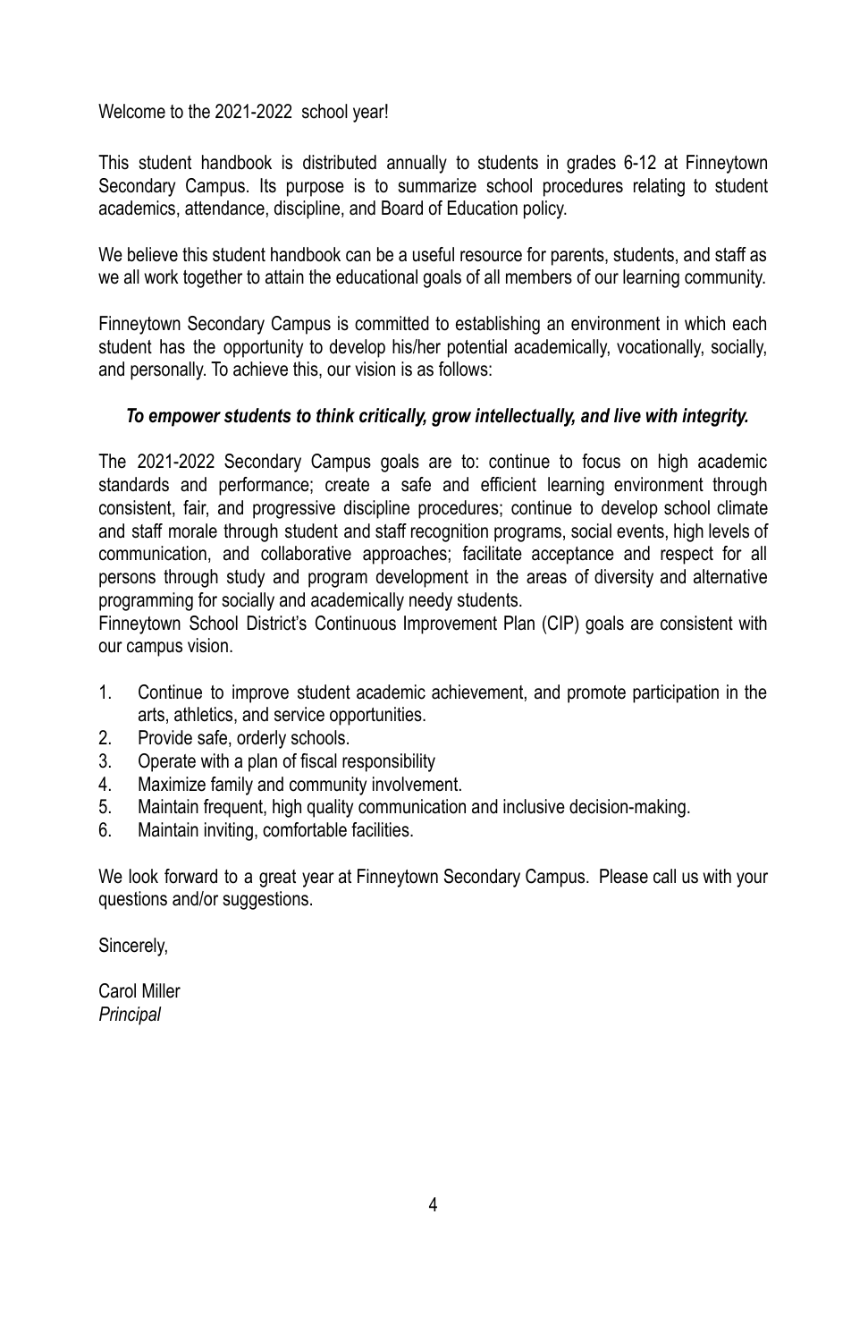Welcome to the 2021-2022 school year!

This student handbook is distributed annually to students in grades 6-12 at Finneytown Secondary Campus. Its purpose is to summarize school procedures relating to student academics, attendance, discipline, and Board of Education policy.

We believe this student handbook can be a useful resource for parents, students, and staff as we all work together to attain the educational goals of all members of our learning community.

Finneytown Secondary Campus is committed to establishing an environment in which each student has the opportunity to develop his/her potential academically, vocationally, socially, and personally. To achieve this, our vision is as follows:

***To empower students to think critically, grow intellectually, and live with integrity.***

The 2021-2022 Secondary Campus goals are to: continue to focus on high academic standards and performance; create a safe and efficient learning environment through consistent, fair, and progressive discipline procedures; continue to develop school climate and staff morale through student and staff recognition programs, social events, high levels of communication, and collaborative approaches; facilitate acceptance and respect for all persons through study and program development in the areas of diversity and alternative programming for socially and academically needy students.
Finneytown School District's Continuous Improvement Plan (CIP) goals are consistent with our campus vision.

1. Continue to improve student academic achievement, and promote participation in the arts, athletics, and service opportunities.
2. Provide safe, orderly schools.
3. Operate with a plan of fiscal responsibility
4. Maximize family and community involvement.
5. Maintain frequent, high quality communication and inclusive decision-making.
6. Maintain inviting, comfortable facilities.

We look forward to a great year at Finneytown Secondary Campus. Please call us with your questions and/or suggestions.

Sincerely,

Carol Miller
*Principal*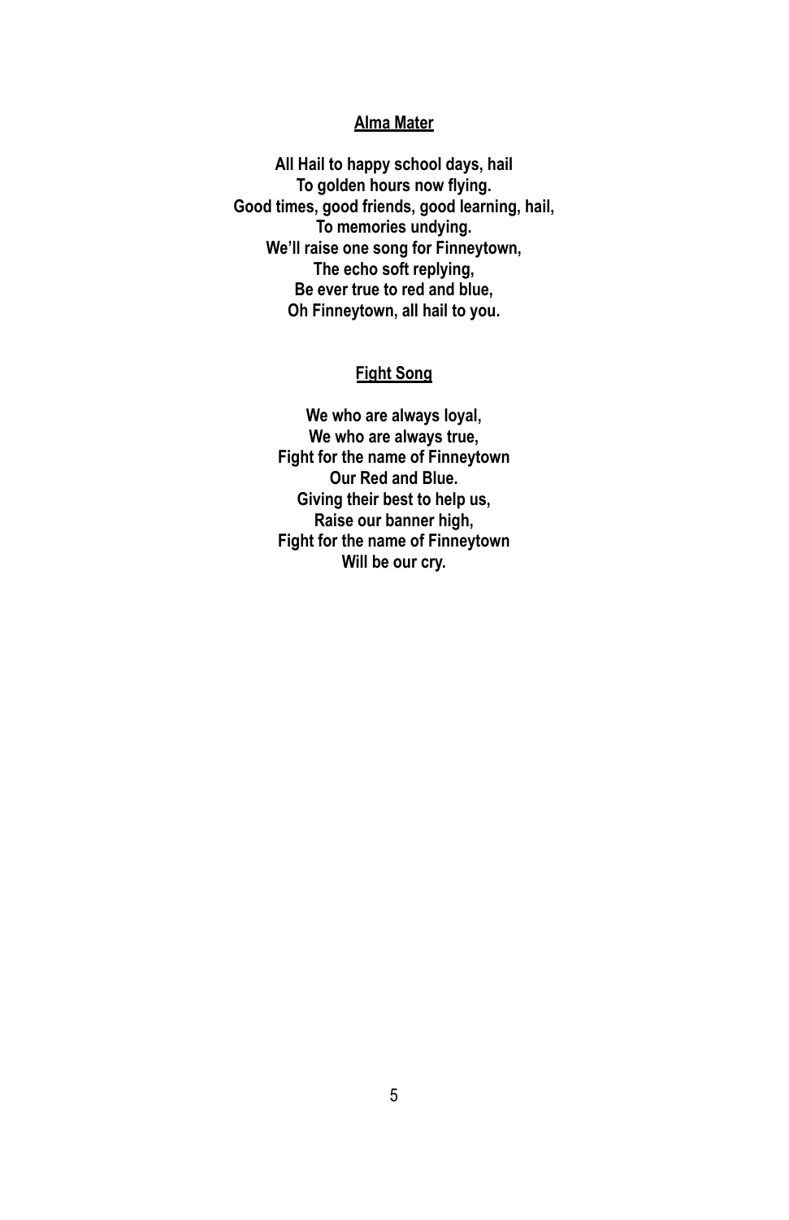## Alma Mater

**All Hail to happy school days, hail**
**To golden hours now flying.**
**Good times, good friends, good learning, hail,**
**To memories undying.**
**We'll raise one song for Finneytown,**
**The echo soft replying,**
**Be ever true to red and blue,**
**Oh Finneytown, all hail to you.**

## Fight Song

**We who are always loyal,**
**We who are always true,**
**Fight for the name of Finneytown**
**Our Red and Blue.**
**Giving their best to help us,**
**Raise our banner high,**
**Fight for the name of Finneytown**
**Will be our cry.**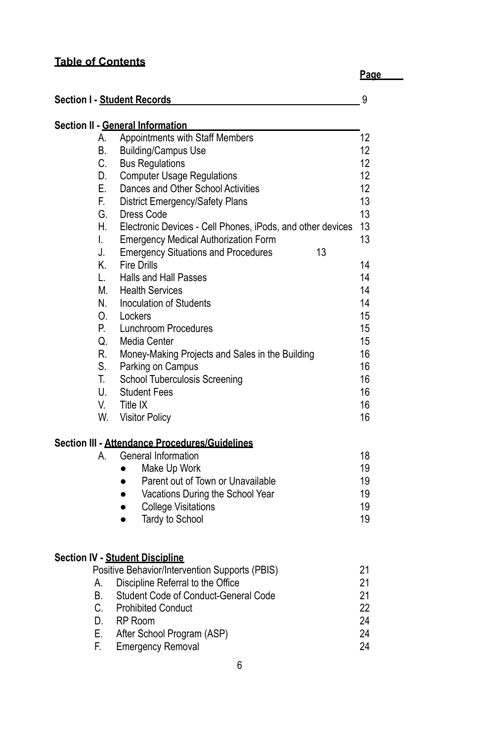## **Table of Contents**

| | **Page** |
|---|---|
| **Section I - Student Records** | 9 |
| **Section II - General Information** | |
| A. Appointments with Staff Members | 12 |
| B. Building/Campus Use | 12 |
| C. Bus Regulations | 12 |
| D. Computer Usage Regulations | 12 |
| E. Dances and Other School Activities | 12 |
| F. District Emergency/Safety Plans | 13 |
| G. Dress Code | 13 |
| H. Electronic Devices - Cell Phones, iPods, and other devices | 13 |
| I. Emergency Medical Authorization Form | 13 |
| J. Emergency Situations and Procedures | 13 |
| K. Fire Drills | 14 |
| L. Halls and Hall Passes | 14 |
| M. Health Services | 14 |
| N. Inoculation of Students | 14 |
| O. Lockers | 15 |
| P. Lunchroom Procedures | 15 |
| Q. Media Center | 15 |
| R. Money-Making Projects and Sales in the Building | 16 |
| S. Parking on Campus | 16 |
| T. School Tuberculosis Screening | 16 |
| U. Student Fees | 16 |
| V. Title IX | 16 |
| W. Visitor Policy | 16 |
| **Section III - Attendance Procedures/Guidelines** | |
| A. General Information | 18 |
| • Make Up Work | 19 |
| • Parent out of Town or Unavailable | 19 |
| • Vacations During the School Year | 19 |
| • College Visitations | 19 |
| • Tardy to School | 19 |
| **Section IV - Student Discipline** | |
| Positive Behavior/Intervention Supports (PBIS) | 21 |
| A. Discipline Referral to the Office | 21 |
| B. Student Code of Conduct-General Code | 21 |
| C. Prohibited Conduct | 22 |
| D. RP Room | 24 |
| E. After School Program (ASP) | 24 |
| F. Emergency Removal | 24 |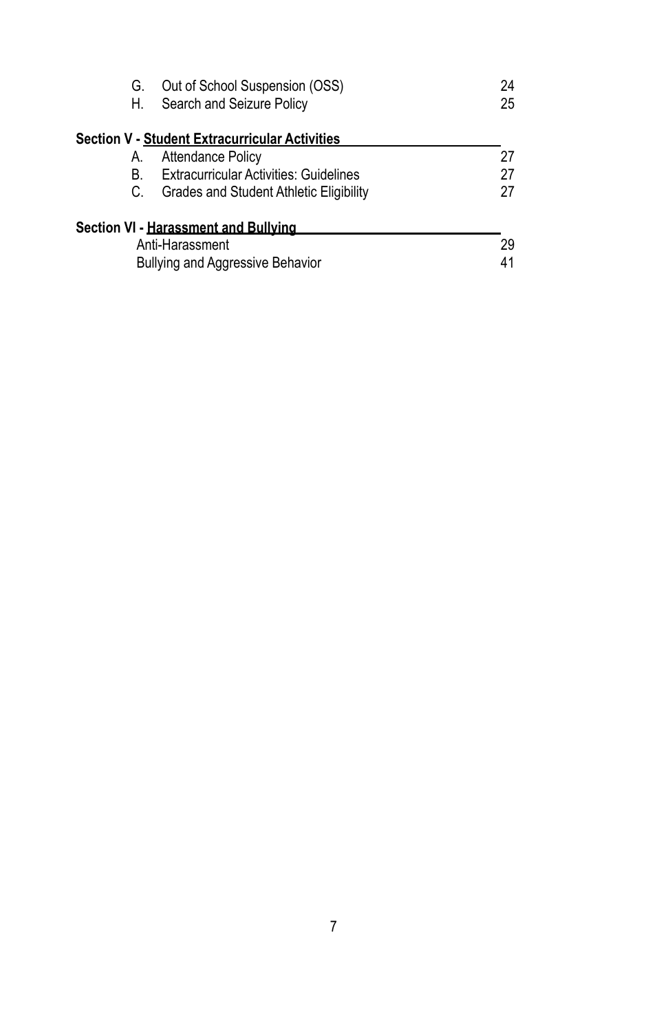| | | |
|---|---|---|
| G. | Out of School Suspension (OSS) | 24 |
| H. | Search and Seizure Policy | 25 |

**Section V - Student Extracurricular Activities**

| | | |
|---|---|---|
| A. | Attendance Policy | 27 |
| B. | Extracurricular Activities: Guidelines | 27 |
| C. | Grades and Student Athletic Eligibility | 27 |

**Section VI - Harassment and Bullying**

| | |
|---|---|
| Anti-Harassment | 29 |
| Bullying and Aggressive Behavior | 41 |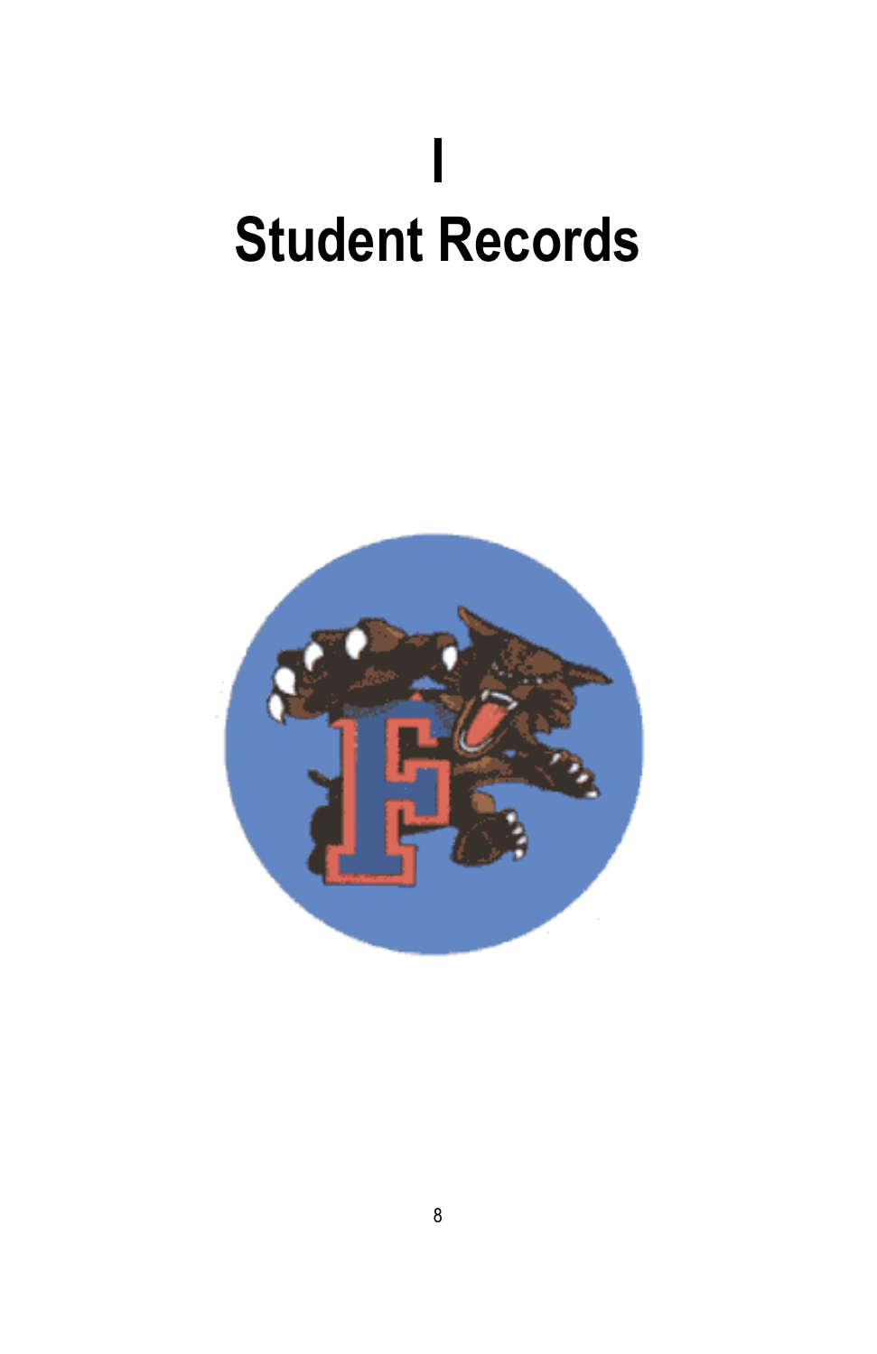# I
# Student Records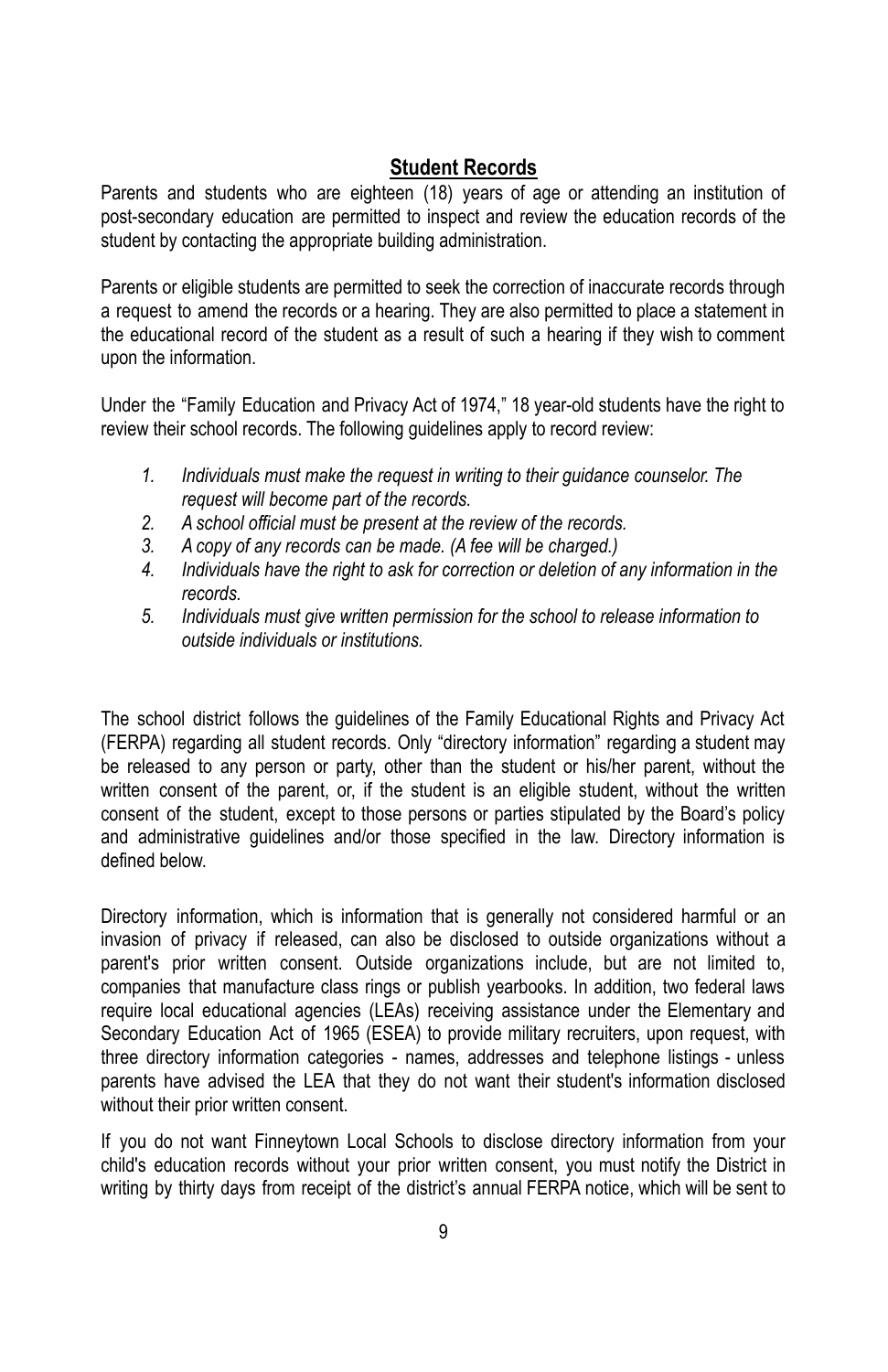## Student Records

Parents and students who are eighteen (18) years of age or attending an institution of post-secondary education are permitted to inspect and review the education records of the student by contacting the appropriate building administration.

Parents or eligible students are permitted to seek the correction of inaccurate records through a request to amend the records or a hearing. They are also permitted to place a statement in the educational record of the student as a result of such a hearing if they wish to comment upon the information.

Under the "Family Education and Privacy Act of 1974," 18 year-old students have the right to review their school records. The following guidelines apply to record review:

1. *Individuals must make the request in writing to their guidance counselor. The request will become part of the records.*
2. *A school official must be present at the review of the records.*
3. *A copy of any records can be made. (A fee will be charged.)*
4. *Individuals have the right to ask for correction or deletion of any information in the records.*
5. *Individuals must give written permission for the school to release information to outside individuals or institutions.*

The school district follows the guidelines of the Family Educational Rights and Privacy Act (FERPA) regarding all student records. Only "directory information" regarding a student may be released to any person or party, other than the student or his/her parent, without the written consent of the parent, or, if the student is an eligible student, without the written consent of the student, except to those persons or parties stipulated by the Board's policy and administrative guidelines and/or those specified in the law. Directory information is defined below.

Directory information, which is information that is generally not considered harmful or an invasion of privacy if released, can also be disclosed to outside organizations without a parent's prior written consent. Outside organizations include, but are not limited to, companies that manufacture class rings or publish yearbooks. In addition, two federal laws require local educational agencies (LEAs) receiving assistance under the Elementary and Secondary Education Act of 1965 (ESEA) to provide military recruiters, upon request, with three directory information categories - names, addresses and telephone listings - unless parents have advised the LEA that they do not want their student's information disclosed without their prior written consent.

If you do not want Finneytown Local Schools to disclose directory information from your child's education records without your prior written consent, you must notify the District in writing by thirty days from receipt of the district's annual FERPA notice, which will be sent to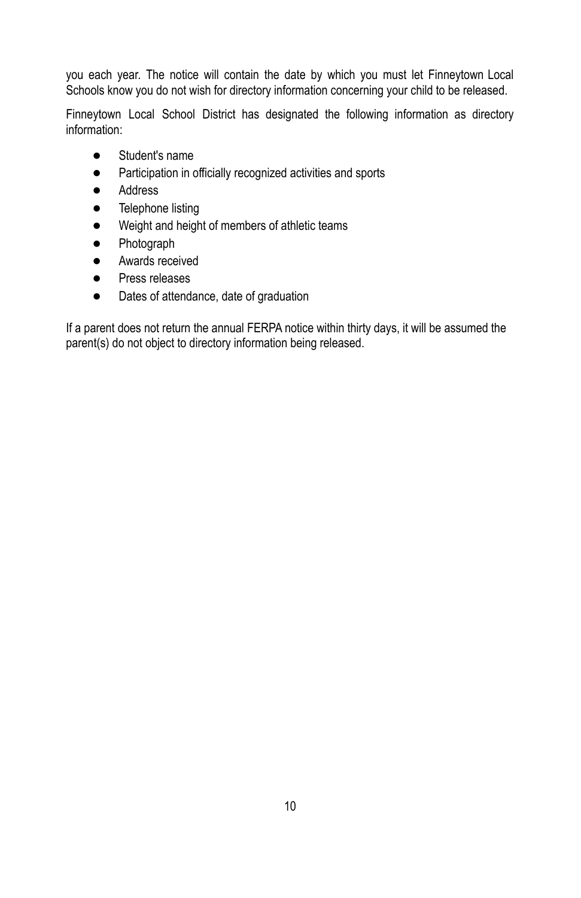you each year. The notice will contain the date by which you must let Finneytown Local Schools know you do not wish for directory information concerning your child to be released.

Finneytown Local School District has designated the following information as directory information:

- Student's name
- Participation in officially recognized activities and sports
- Address
- Telephone listing
- Weight and height of members of athletic teams
- Photograph
- Awards received
- Press releases
- Dates of attendance, date of graduation

If a parent does not return the annual FERPA notice within thirty days, it will be assumed the parent(s) do not object to directory information being released.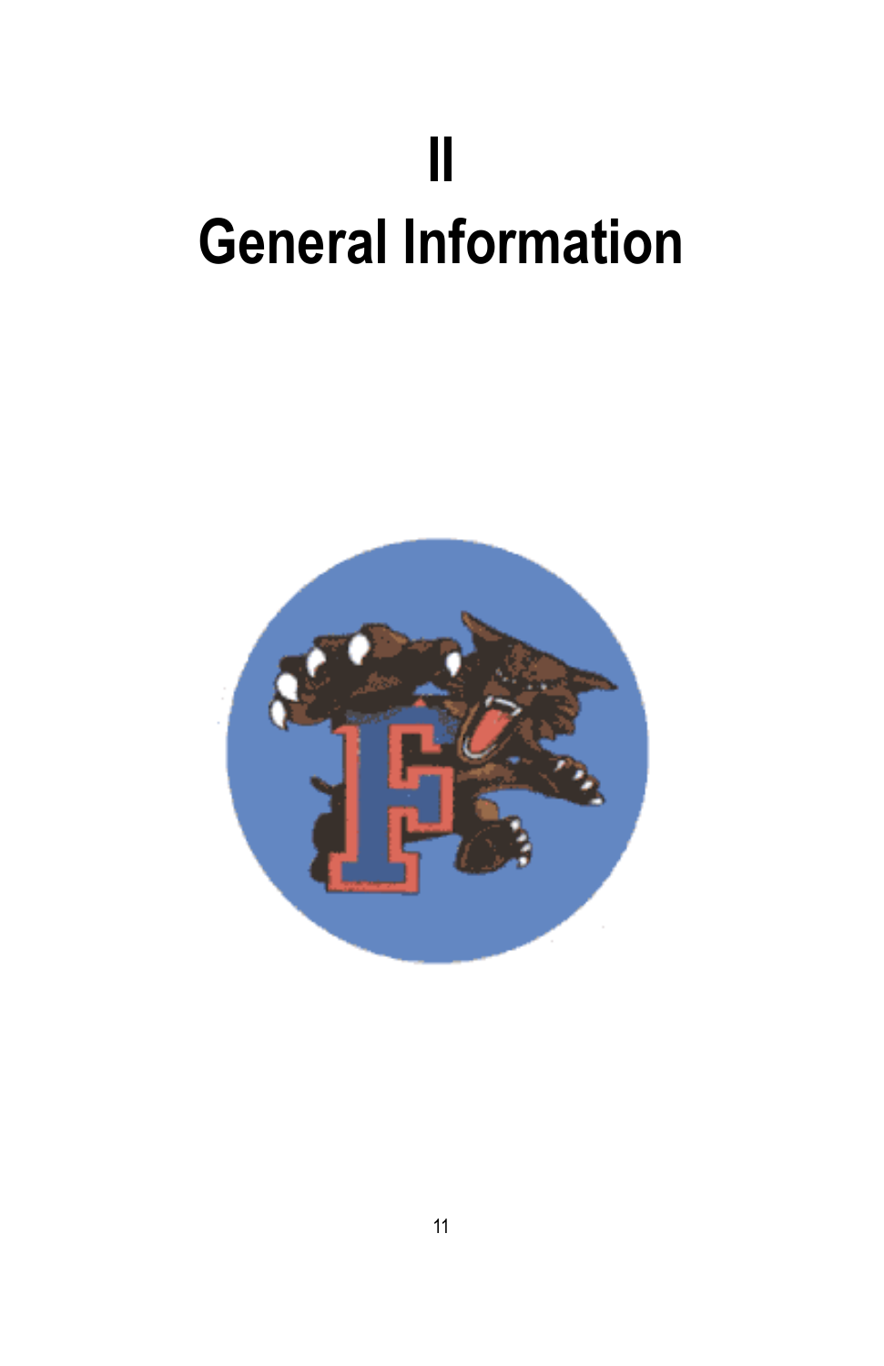# II
# General Information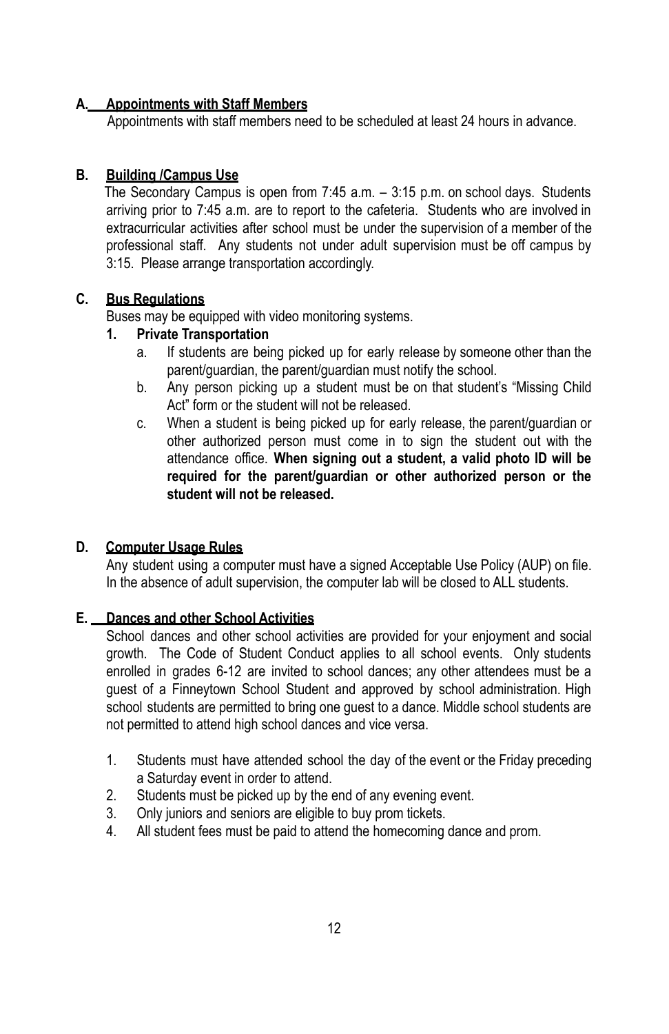## A. Appointments with Staff Members

Appointments with staff members need to be scheduled at least 24 hours in advance.

## B. Building /Campus Use

The Secondary Campus is open from 7:45 a.m. – 3:15 p.m. on school days. Students arriving prior to 7:45 a.m. are to report to the cafeteria. Students who are involved in extracurricular activities after school must be under the supervision of a member of the professional staff. Any students not under adult supervision must be off campus by 3:15. Please arrange transportation accordingly.

## C. Bus Regulations

Buses may be equipped with video monitoring systems.

### 1. Private Transportation

a. If students are being picked up for early release by someone other than the parent/guardian, the parent/guardian must notify the school.

b. Any person picking up a student must be on that student's "Missing Child Act" form or the student will not be released.

c. When a student is being picked up for early release, the parent/guardian or other authorized person must come in to sign the student out with the attendance office. **When signing out a student, a valid photo ID will be required for the parent/guardian or other authorized person or the student will not be released.**

## D. Computer Usage Rules

Any student using a computer must have a signed Acceptable Use Policy (AUP) on file. In the absence of adult supervision, the computer lab will be closed to ALL students.

## E. Dances and other School Activities

School dances and other school activities are provided for your enjoyment and social growth. The Code of Student Conduct applies to all school events. Only students enrolled in grades 6-12 are invited to school dances; any other attendees must be a guest of a Finneytown School Student and approved by school administration. High school students are permitted to bring one guest to a dance. Middle school students are not permitted to attend high school dances and vice versa.

1. Students must have attended school the day of the event or the Friday preceding a Saturday event in order to attend.
2. Students must be picked up by the end of any evening event.
3. Only juniors and seniors are eligible to buy prom tickets.
4. All student fees must be paid to attend the homecoming dance and prom.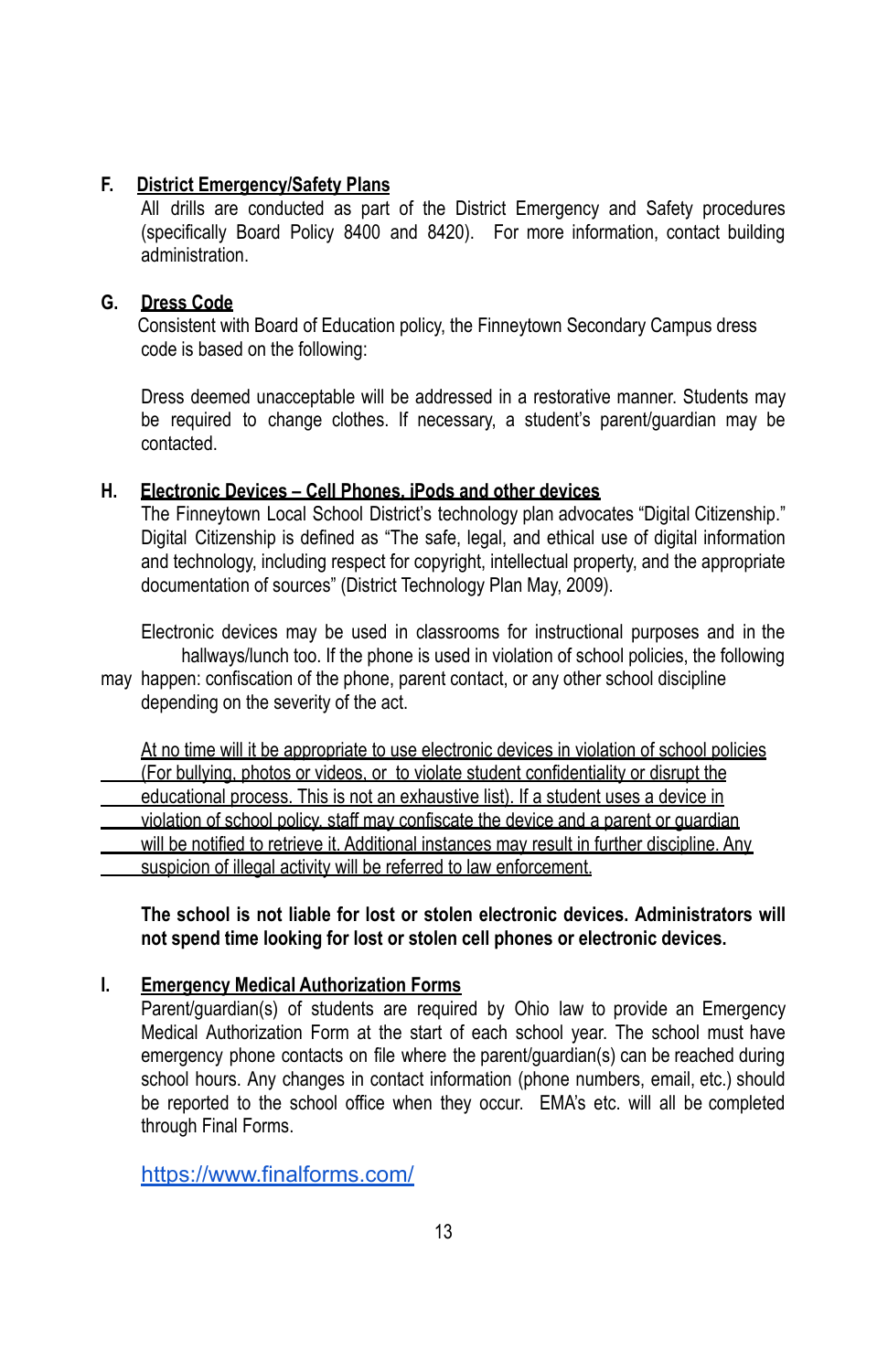**F. <u>District Emergency/Safety Plans</u>**

All drills are conducted as part of the District Emergency and Safety procedures (specifically Board Policy 8400 and 8420). For more information, contact building administration.

**G. <u>Dress Code</u>**

Consistent with Board of Education policy, the Finneytown Secondary Campus dress code is based on the following:

Dress deemed unacceptable will be addressed in a restorative manner. Students may be required to change clothes. If necessary, a student's parent/guardian may be contacted.

**H. <u>Electronic Devices – Cell Phones, iPods and other devices</u>**

The Finneytown Local School District's technology plan advocates "Digital Citizenship." Digital Citizenship is defined as "The safe, legal, and ethical use of digital information and technology, including respect for copyright, intellectual property, and the appropriate documentation of sources" (District Technology Plan May, 2009).

Electronic devices may be used in classrooms for instructional purposes and in the hallways/lunch too. If the phone is used in violation of school policies, the following may happen: confiscation of the phone, parent contact, or any other school discipline depending on the severity of the act.

<u>At no time will it be appropriate to use electronic devices in violation of school policies (For bullying, photos or videos, or to violate student confidentiality or disrupt the educational process. This is not an exhaustive list). If a student uses a device in violation of school policy, staff may confiscate the device and a parent or guardian will be notified to retrieve it. Additional instances may result in further discipline. Any suspicion of illegal activity will be referred to law enforcement.</u>

**The school is not liable for lost or stolen electronic devices. Administrators will not spend time looking for lost or stolen cell phones or electronic devices.**

**I. <u>Emergency Medical Authorization Forms</u>**

Parent/guardian(s) of students are required by Ohio law to provide an Emergency Medical Authorization Form at the start of each school year. The school must have emergency phone contacts on file where the parent/guardian(s) can be reached during school hours. Any changes in contact information (phone numbers, email, etc.) should be reported to the school office when they occur. EMA's etc. will all be completed through Final Forms.

https://www.finalforms.com/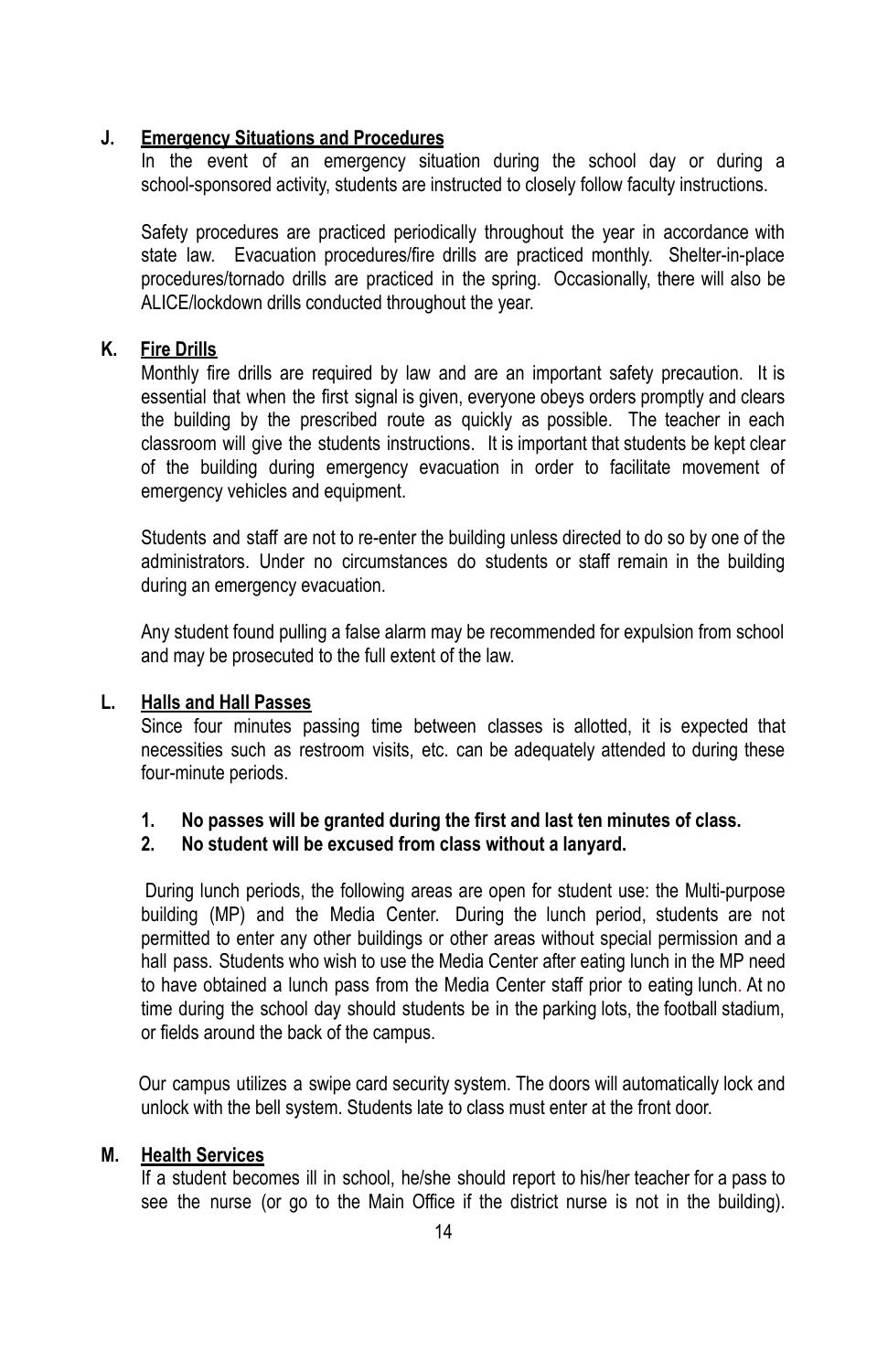### J. Emergency Situations and Procedures

In the event of an emergency situation during the school day or during a school-sponsored activity, students are instructed to closely follow faculty instructions.

Safety procedures are practiced periodically throughout the year in accordance with state law. Evacuation procedures/fire drills are practiced monthly. Shelter-in-place procedures/tornado drills are practiced in the spring. Occasionally, there will also be ALICE/lockdown drills conducted throughout the year.

### K. Fire Drills

Monthly fire drills are required by law and are an important safety precaution. It is essential that when the first signal is given, everyone obeys orders promptly and clears the building by the prescribed route as quickly as possible. The teacher in each classroom will give the students instructions. It is important that students be kept clear of the building during emergency evacuation in order to facilitate movement of emergency vehicles and equipment.

Students and staff are not to re-enter the building unless directed to do so by one of the administrators. Under no circumstances do students or staff remain in the building during an emergency evacuation.

Any student found pulling a false alarm may be recommended for expulsion from school and may be prosecuted to the full extent of the law.

### L. Halls and Hall Passes

Since four minutes passing time between classes is allotted, it is expected that necessities such as restroom visits, etc. can be adequately attended to during these four-minute periods.

1. **No passes will be granted during the first and last ten minutes of class.**
2. **No student will be excused from class without a lanyard.**

During lunch periods, the following areas are open for student use: the Multi-purpose building (MP) and the Media Center. During the lunch period, students are not permitted to enter any other buildings or other areas without special permission and a hall pass. Students who wish to use the Media Center after eating lunch in the MP need to have obtained a lunch pass from the Media Center staff prior to eating lunch. At no time during the school day should students be in the parking lots, the football stadium, or fields around the back of the campus.

Our campus utilizes a swipe card security system. The doors will automatically lock and unlock with the bell system. Students late to class must enter at the front door.

### M. Health Services

If a student becomes ill in school, he/she should report to his/her teacher for a pass to see the nurse (or go to the Main Office if the district nurse is not in the building).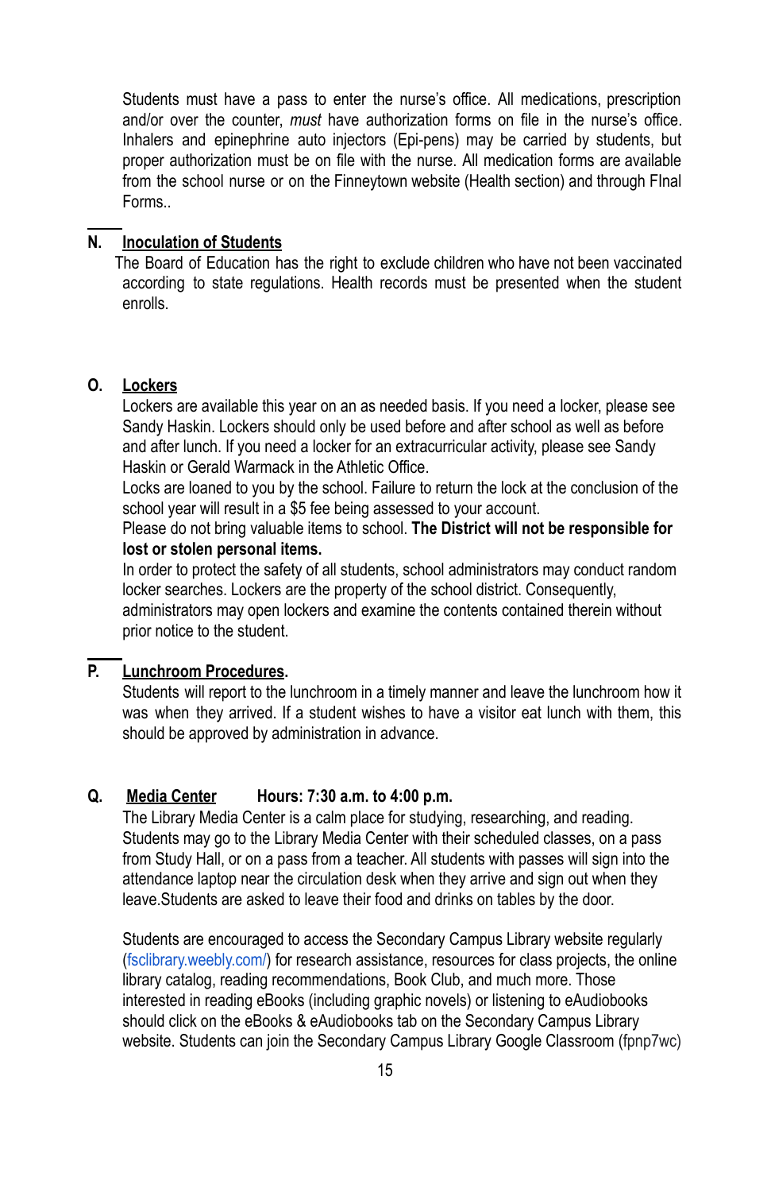Students must have a pass to enter the nurse's office. All medications, prescription and/or over the counter, *must* have authorization forms on file in the nurse's office. Inhalers and epinephrine auto injectors (Epi-pens) may be carried by students, but proper authorization must be on file with the nurse. All medication forms are available from the school nurse or on the Finneytown website (Health section) and through FInal Forms..

### N. Inoculation of Students

The Board of Education has the right to exclude children who have not been vaccinated according to state regulations. Health records must be presented when the student enrolls.

### O. Lockers

Lockers are available this year on an as needed basis. If you need a locker, please see Sandy Haskin. Lockers should only be used before and after school as well as before and after lunch. If you need a locker for an extracurricular activity, please see Sandy Haskin or Gerald Warmack in the Athletic Office.

Locks are loaned to you by the school. Failure to return the lock at the conclusion of the school year will result in a $5 fee being assessed to your account.

Please do not bring valuable items to school. **The District will not be responsible for lost or stolen personal items.**

In order to protect the safety of all students, school administrators may conduct random locker searches. Lockers are the property of the school district. Consequently, administrators may open lockers and examine the contents contained therein without prior notice to the student.

### P. Lunchroom Procedures.

Students will report to the lunchroom in a timely manner and leave the lunchroom how it was when they arrived. If a student wishes to have a visitor eat lunch with them, this should be approved by administration in advance.

### Q. Media Center **Hours: 7:30 a.m. to 4:00 p.m.**

The Library Media Center is a calm place for studying, researching, and reading. Students may go to the Library Media Center with their scheduled classes, on a pass from Study Hall, or on a pass from a teacher. All students with passes will sign into the attendance laptop near the circulation desk when they arrive and sign out when they leave.Students are asked to leave their food and drinks on tables by the door.

Students are encouraged to access the Secondary Campus Library website regularly (fsclibrary.weebly.com/) for research assistance, resources for class projects, the online library catalog, reading recommendations, Book Club, and much more. Those interested in reading eBooks (including graphic novels) or listening to eAudiobooks should click on the eBooks & eAudiobooks tab on the Secondary Campus Library website. Students can join the Secondary Campus Library Google Classroom (fpnp7wc)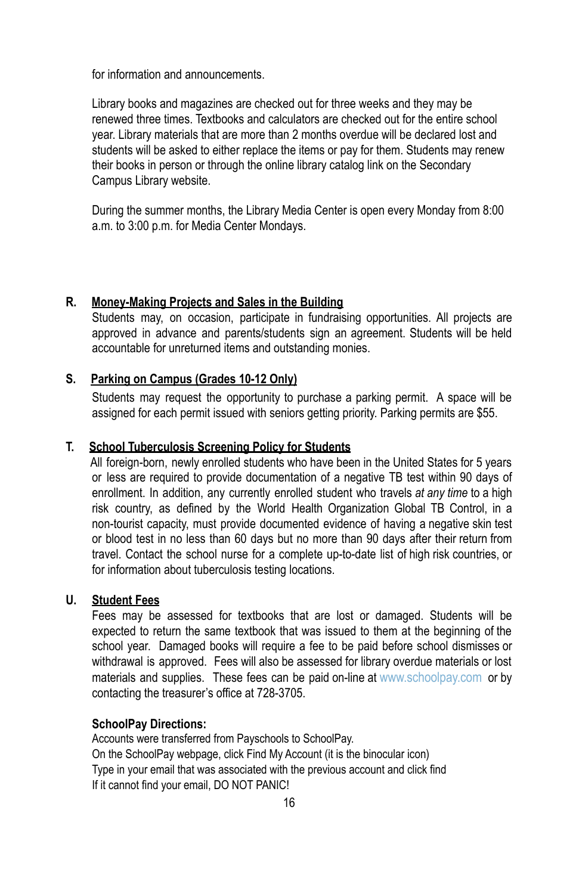for information and announcements.

Library books and magazines are checked out for three weeks and they may be renewed three times. Textbooks and calculators are checked out for the entire school year. Library materials that are more than 2 months overdue will be declared lost and students will be asked to either replace the items or pay for them. Students may renew their books in person or through the online library catalog link on the Secondary Campus Library website.

During the summer months, the Library Media Center is open every Monday from 8:00 a.m. to 3:00 p.m. for Media Center Mondays.

### R. Money-Making Projects and Sales in the Building

Students may, on occasion, participate in fundraising opportunities. All projects are approved in advance and parents/students sign an agreement. Students will be held accountable for unreturned items and outstanding monies.

### S. Parking on Campus (Grades 10-12 Only)

Students may request the opportunity to purchase a parking permit. A space will be assigned for each permit issued with seniors getting priority. Parking permits are $55.

### T. School Tuberculosis Screening Policy for Students

All foreign-born, newly enrolled students who have been in the United States for 5 years or less are required to provide documentation of a negative TB test within 90 days of enrollment. In addition, any currently enrolled student who travels *at any time* to a high risk country, as defined by the World Health Organization Global TB Control, in a non-tourist capacity, must provide documented evidence of having a negative skin test or blood test in no less than 60 days but no more than 90 days after their return from travel. Contact the school nurse for a complete up-to-date list of high risk countries, or for information about tuberculosis testing locations.

### U. Student Fees

Fees may be assessed for textbooks that are lost or damaged. Students will be expected to return the same textbook that was issued to them at the beginning of the school year. Damaged books will require a fee to be paid before school dismisses or withdrawal is approved. Fees will also be assessed for library overdue materials or lost materials and supplies. These fees can be paid on-line at www.schoolpay.com or by contacting the treasurer's office at 728-3705.

**SchoolPay Directions:**

Accounts were transferred from Payschools to SchoolPay.
On the SchoolPay webpage, click Find My Account (it is the binocular icon)
Type in your email that was associated with the previous account and click find
If it cannot find your email, DO NOT PANIC!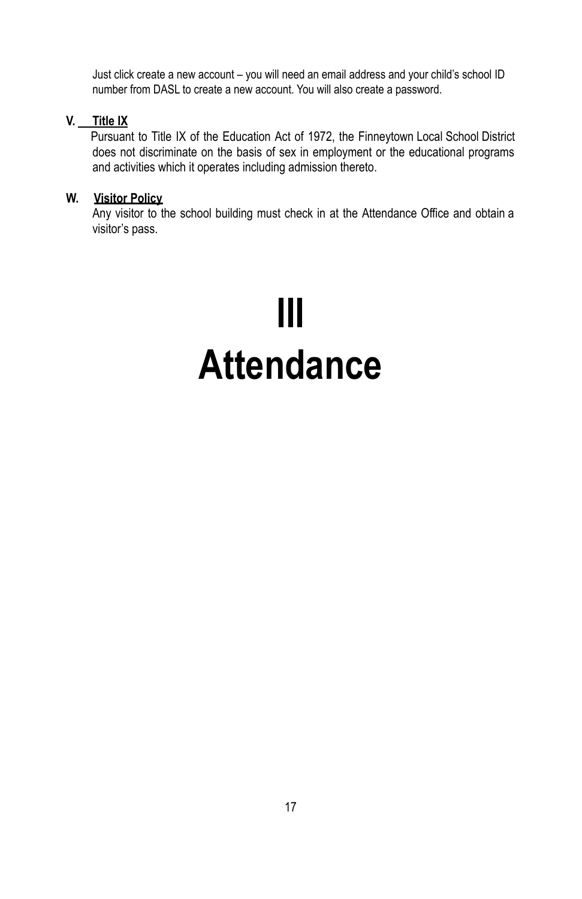Just click create a new account – you will need an email address and your child's school ID number from DASL to create a new account. You will also create a password.

**V. Title IX**

Pursuant to Title IX of the Education Act of 1972, the Finneytown Local School District does not discriminate on the basis of sex in employment or the educational programs and activities which it operates including admission thereto.

**W. Visitor Policy**

Any visitor to the school building must check in at the Attendance Office and obtain a visitor's pass.

# III
# Attendance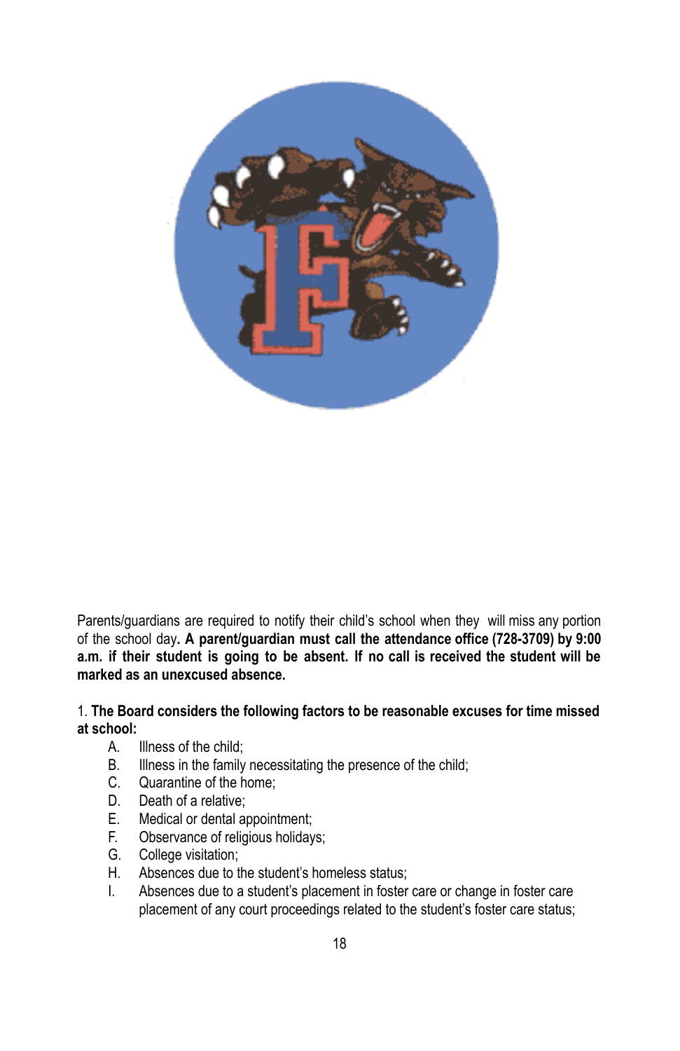Parents/guardians are required to notify their child's school when they will miss any portion of the school day**. A parent/guardian must call the attendance office (728-3709) by 9:00 a.m. if their student is going to be absent. If no call is received the student will be marked as an unexcused absence.**

1. **The Board considers the following factors to be reasonable excuses for time missed at school:**

   A. Illness of the child;
   B. Illness in the family necessitating the presence of the child;
   C. Quarantine of the home;
   D. Death of a relative;
   E. Medical or dental appointment;
   F. Observance of religious holidays;
   G. College visitation;
   H. Absences due to the student's homeless status;
   I. Absences due to a student's placement in foster care or change in foster care placement of any court proceedings related to the student's foster care status;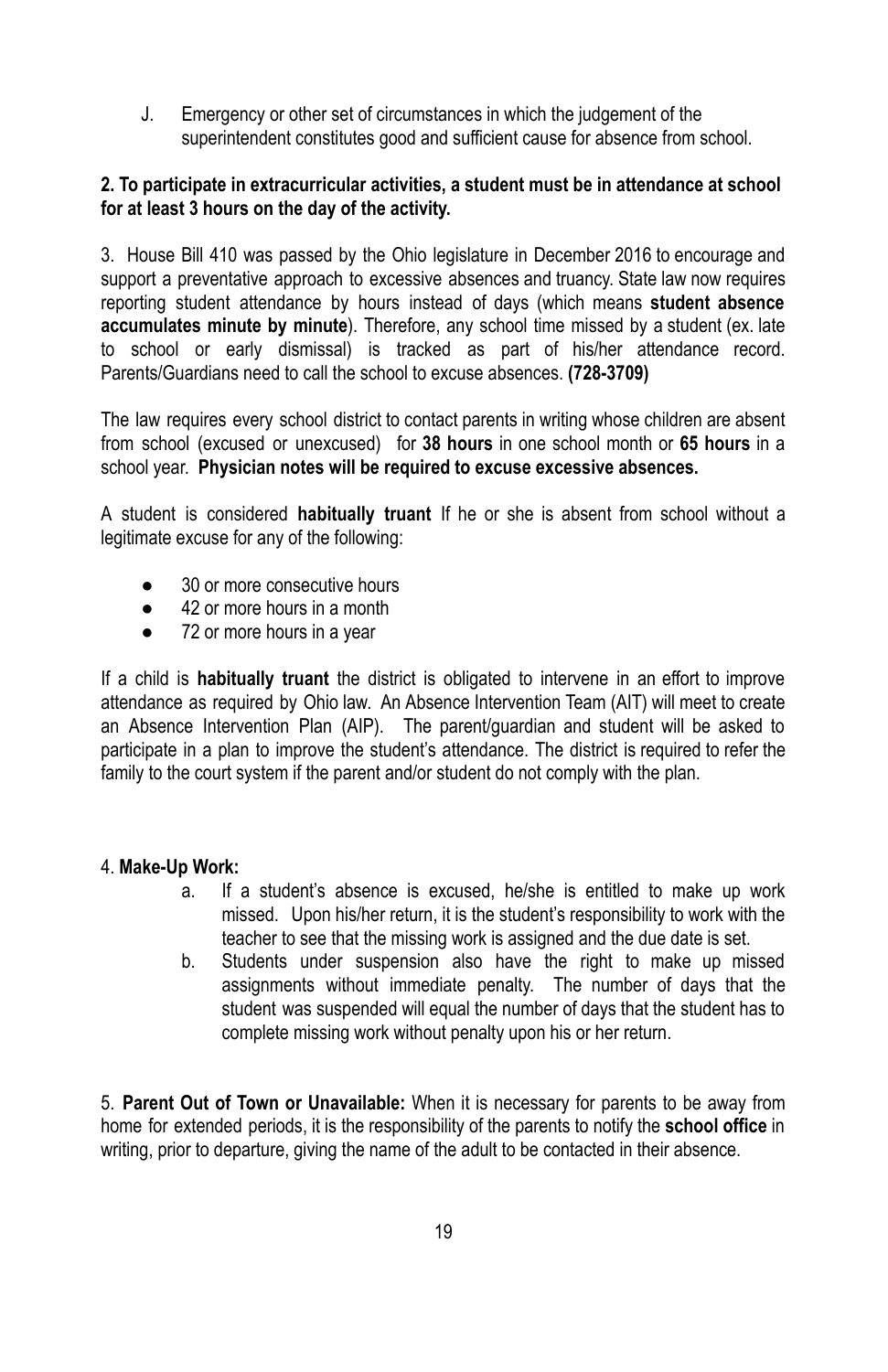J. Emergency or other set of circumstances in which the judgement of the superintendent constitutes good and sufficient cause for absence from school.

**2. To participate in extracurricular activities, a student must be in attendance at school for at least 3 hours on the day of the activity.**

3. House Bill 410 was passed by the Ohio legislature in December 2016 to encourage and support a preventative approach to excessive absences and truancy. State law now requires reporting student attendance by hours instead of days (which means **student absence accumulates minute by minute**). Therefore, any school time missed by a student (ex. late to school or early dismissal) is tracked as part of his/her attendance record. Parents/Guardians need to call the school to excuse absences. **(728-3709)**

The law requires every school district to contact parents in writing whose children are absent from school (excused or unexcused) for **38 hours** in one school month or **65 hours** in a school year. **Physician notes will be required to excuse excessive absences.**

A student is considered **habitually truant** If he or she is absent from school without a legitimate excuse for any of the following:

- 30 or more consecutive hours
- 42 or more hours in a month
- 72 or more hours in a year

If a child is **habitually truant** the district is obligated to intervene in an effort to improve attendance as required by Ohio law. An Absence Intervention Team (AIT) will meet to create an Absence Intervention Plan (AIP). The parent/guardian and student will be asked to participate in a plan to improve the student's attendance. The district is required to refer the family to the court system if the parent and/or student do not comply with the plan.

4. **Make-Up Work:**

a. If a student's absence is excused, he/she is entitled to make up work missed. Upon his/her return, it is the student's responsibility to work with the teacher to see that the missing work is assigned and the due date is set.

b. Students under suspension also have the right to make up missed assignments without immediate penalty. The number of days that the student was suspended will equal the number of days that the student has to complete missing work without penalty upon his or her return.

5. **Parent Out of Town or Unavailable:** When it is necessary for parents to be away from home for extended periods, it is the responsibility of the parents to notify the **school office** in writing, prior to departure, giving the name of the adult to be contacted in their absence.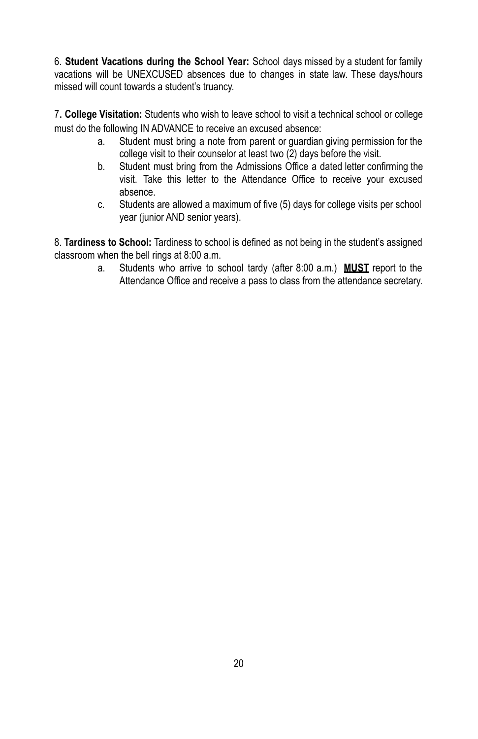6. **Student Vacations during the School Year:** School days missed by a student for family vacations will be UNEXCUSED absences due to changes in state law. These days/hours missed will count towards a student's truancy.

7. **College Visitation:** Students who wish to leave school to visit a technical school or college must do the following IN ADVANCE to receive an excused absence:

   a. Student must bring a note from parent or guardian giving permission for the college visit to their counselor at least two (2) days before the visit.
   b. Student must bring from the Admissions Office a dated letter confirming the visit. Take this letter to the Attendance Office to receive your excused absence.
   c. Students are allowed a maximum of five (5) days for college visits per school year (junior AND senior years).

8. **Tardiness to School:** Tardiness to school is defined as not being in the student's assigned classroom when the bell rings at 8:00 a.m.

   a. Students who arrive to school tardy (after 8:00 a.m.) **MUST** report to the Attendance Office and receive a pass to class from the attendance secretary.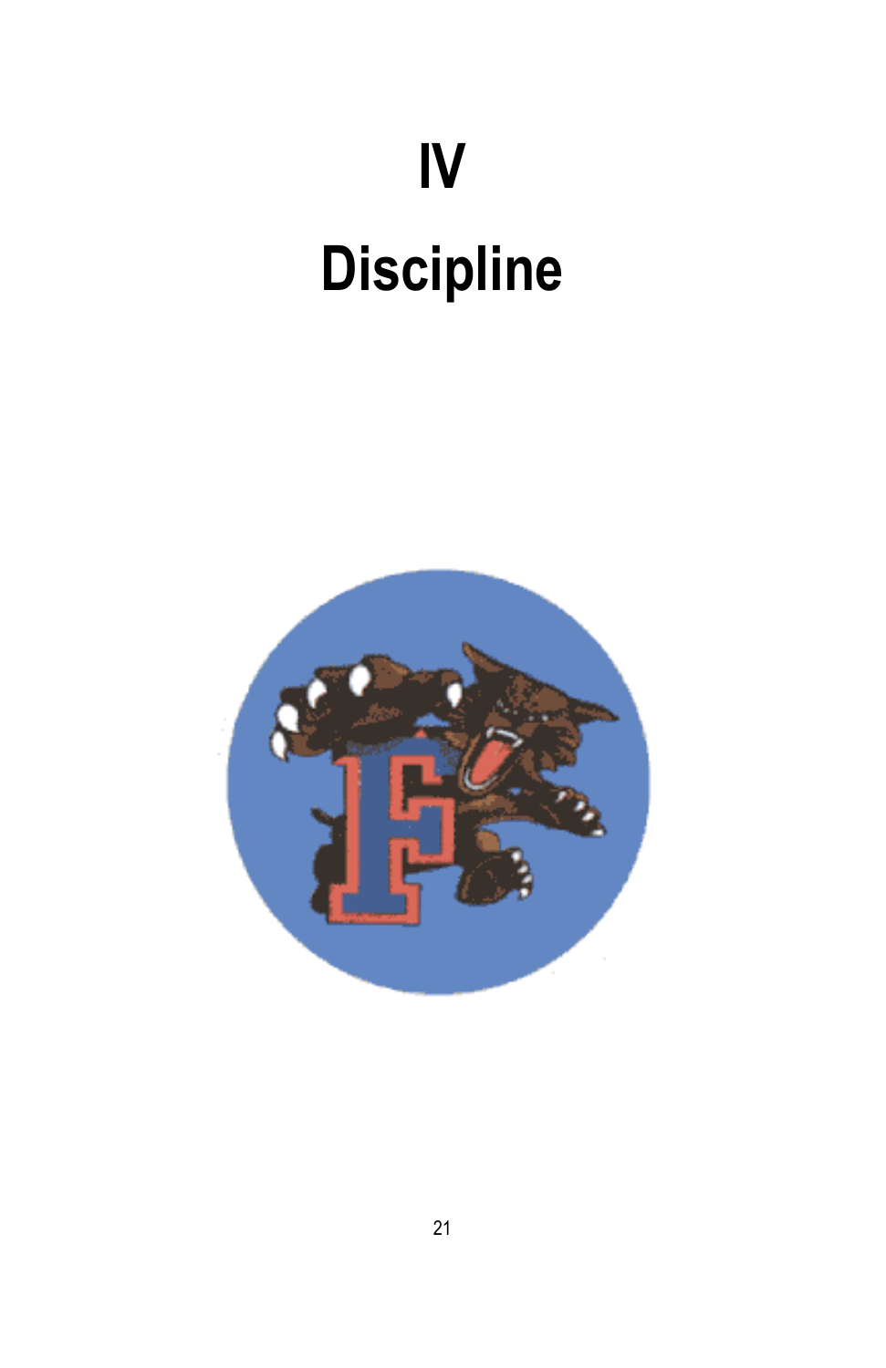# IV

# Discipline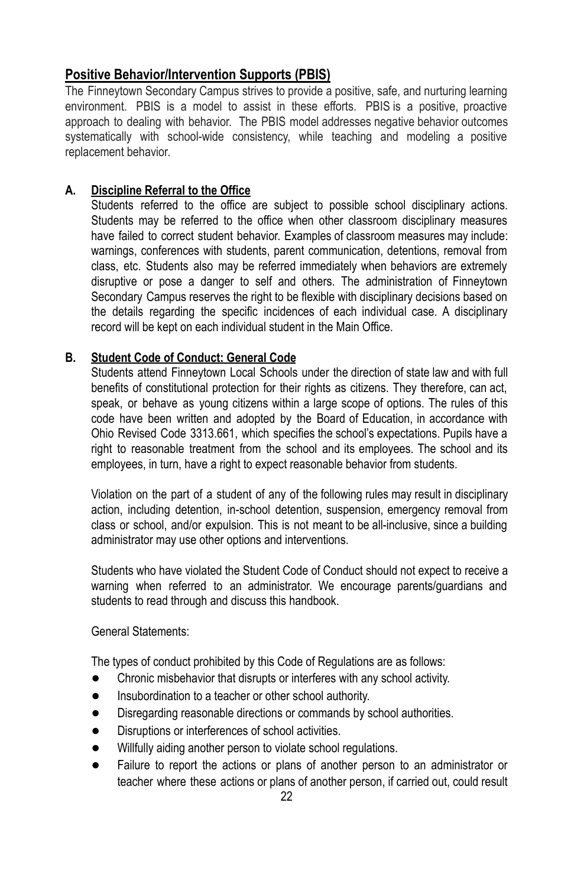## Positive Behavior/Intervention Supports (PBIS)

The Finneytown Secondary Campus strives to provide a positive, safe, and nurturing learning environment. PBIS is a model to assist in these efforts. PBIS is a positive, proactive approach to dealing with behavior. The PBIS model addresses negative behavior outcomes systematically with school-wide consistency, while teaching and modeling a positive replacement behavior.

### A. Discipline Referral to the Office

Students referred to the office are subject to possible school disciplinary actions. Students may be referred to the office when other classroom disciplinary measures have failed to correct student behavior. Examples of classroom measures may include: warnings, conferences with students, parent communication, detentions, removal from class, etc. Students also may be referred immediately when behaviors are extremely disruptive or pose a danger to self and others. The administration of Finneytown Secondary Campus reserves the right to be flexible with disciplinary decisions based on the details regarding the specific incidences of each individual case. A disciplinary record will be kept on each individual student in the Main Office.

### B. Student Code of Conduct: General Code

Students attend Finneytown Local Schools under the direction of state law and with full benefits of constitutional protection for their rights as citizens. They therefore, can act, speak, or behave as young citizens within a large scope of options. The rules of this code have been written and adopted by the Board of Education, in accordance with Ohio Revised Code 3313.661, which specifies the school's expectations. Pupils have a right to reasonable treatment from the school and its employees. The school and its employees, in turn, have a right to expect reasonable behavior from students.

Violation on the part of a student of any of the following rules may result in disciplinary action, including detention, in-school detention, suspension, emergency removal from class or school, and/or expulsion. This is not meant to be all-inclusive, since a building administrator may use other options and interventions.

Students who have violated the Student Code of Conduct should not expect to receive a warning when referred to an administrator. We encourage parents/guardians and students to read through and discuss this handbook.

General Statements:

The types of conduct prohibited by this Code of Regulations are as follows:

- Chronic misbehavior that disrupts or interferes with any school activity.
- Insubordination to a teacher or other school authority.
- Disregarding reasonable directions or commands by school authorities.
- Disruptions or interferences of school activities.
- Willfully aiding another person to violate school regulations.
- Failure to report the actions or plans of another person to an administrator or teacher where these actions or plans of another person, if carried out, could result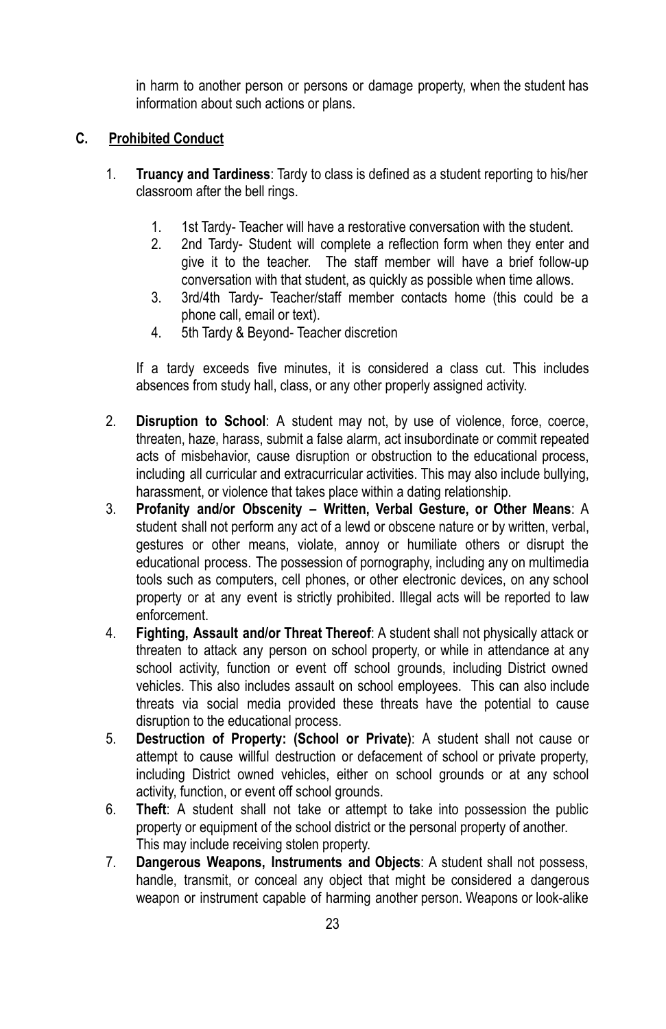in harm to another person or persons or damage property, when the student has information about such actions or plans.

### C. Prohibited Conduct

1. **Truancy and Tardiness**: Tardy to class is defined as a student reporting to his/her classroom after the bell rings.

    1. 1st Tardy- Teacher will have a restorative conversation with the student.
    2. 2nd Tardy- Student will complete a reflection form when they enter and give it to the teacher. The staff member will have a brief follow-up conversation with that student, as quickly as possible when time allows.
    3. 3rd/4th Tardy- Teacher/staff member contacts home (this could be a phone call, email or text).
    4. 5th Tardy & Beyond- Teacher discretion

    If a tardy exceeds five minutes, it is considered a class cut. This includes absences from study hall, class, or any other properly assigned activity.

2. **Disruption to School**: A student may not, by use of violence, force, coerce, threaten, haze, harass, submit a false alarm, act insubordinate or commit repeated acts of misbehavior, cause disruption or obstruction to the educational process, including all curricular and extracurricular activities. This may also include bullying, harassment, or violence that takes place within a dating relationship.
3. **Profanity and/or Obscenity – Written, Verbal Gesture, or Other Means**: A student shall not perform any act of a lewd or obscene nature or by written, verbal, gestures or other means, violate, annoy or humiliate others or disrupt the educational process. The possession of pornography, including any on multimedia tools such as computers, cell phones, or other electronic devices, on any school property or at any event is strictly prohibited. Illegal acts will be reported to law enforcement.
4. **Fighting, Assault and/or Threat Thereof**: A student shall not physically attack or threaten to attack any person on school property, or while in attendance at any school activity, function or event off school grounds, including District owned vehicles. This also includes assault on school employees. This can also include threats via social media provided these threats have the potential to cause disruption to the educational process.
5. **Destruction of Property: (School or Private)**: A student shall not cause or attempt to cause willful destruction or defacement of school or private property, including District owned vehicles, either on school grounds or at any school activity, function, or event off school grounds.
6. **Theft**: A student shall not take or attempt to take into possession the public property or equipment of the school district or the personal property of another. This may include receiving stolen property.
7. **Dangerous Weapons, Instruments and Objects**: A student shall not possess, handle, transmit, or conceal any object that might be considered a dangerous weapon or instrument capable of harming another person. Weapons or look-alike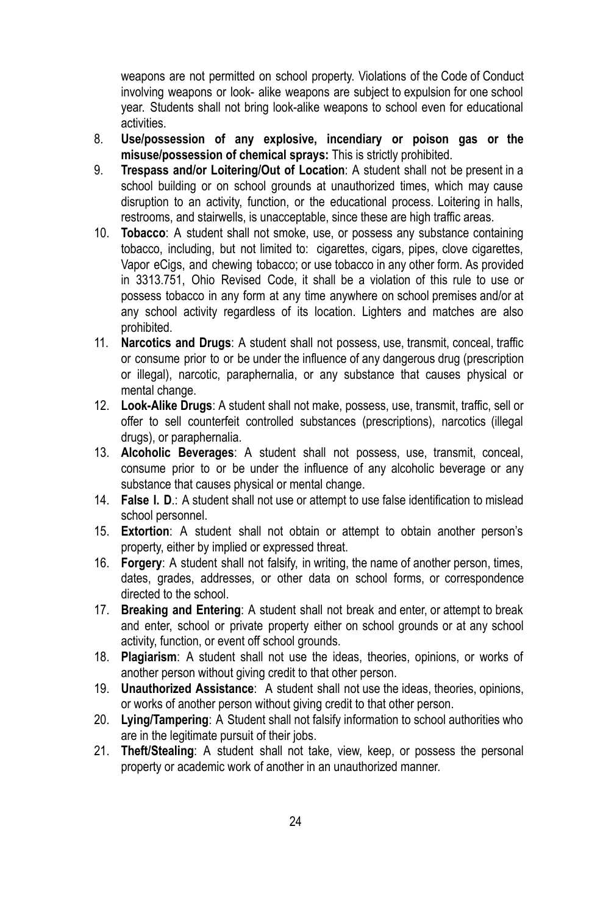weapons are not permitted on school property. Violations of the Code of Conduct involving weapons or look- alike weapons are subject to expulsion for one school year. Students shall not bring look-alike weapons to school even for educational activities.

8. **Use/possession of any explosive, incendiary or poison gas or the misuse/possession of chemical sprays:** This is strictly prohibited.
9. **Trespass and/or Loitering/Out of Location**: A student shall not be present in a school building or on school grounds at unauthorized times, which may cause disruption to an activity, function, or the educational process. Loitering in halls, restrooms, and stairwells, is unacceptable, since these are high traffic areas.
10. **Tobacco**: A student shall not smoke, use, or possess any substance containing tobacco, including, but not limited to: cigarettes, cigars, pipes, clove cigarettes, Vapor eCigs, and chewing tobacco; or use tobacco in any other form. As provided in 3313.751, Ohio Revised Code, it shall be a violation of this rule to use or possess tobacco in any form at any time anywhere on school premises and/or at any school activity regardless of its location. Lighters and matches are also prohibited.
11. **Narcotics and Drugs**: A student shall not possess, use, transmit, conceal, traffic or consume prior to or be under the influence of any dangerous drug (prescription or illegal), narcotic, paraphernalia, or any substance that causes physical or mental change.
12. **Look-Alike Drugs**: A student shall not make, possess, use, transmit, traffic, sell or offer to sell counterfeit controlled substances (prescriptions), narcotics (illegal drugs), or paraphernalia.
13. **Alcoholic Beverages**: A student shall not possess, use, transmit, conceal, consume prior to or be under the influence of any alcoholic beverage or any substance that causes physical or mental change.
14. **False I. D**.: A student shall not use or attempt to use false identification to mislead school personnel.
15. **Extortion**: A student shall not obtain or attempt to obtain another person's property, either by implied or expressed threat.
16. **Forgery**: A student shall not falsify, in writing, the name of another person, times, dates, grades, addresses, or other data on school forms, or correspondence directed to the school.
17. **Breaking and Entering**: A student shall not break and enter, or attempt to break and enter, school or private property either on school grounds or at any school activity, function, or event off school grounds.
18. **Plagiarism**: A student shall not use the ideas, theories, opinions, or works of another person without giving credit to that other person.
19. **Unauthorized Assistance**: A student shall not use the ideas, theories, opinions, or works of another person without giving credit to that other person.
20. **Lying/Tampering**: A Student shall not falsify information to school authorities who are in the legitimate pursuit of their jobs.
21. **Theft/Stealing**: A student shall not take, view, keep, or possess the personal property or academic work of another in an unauthorized manner.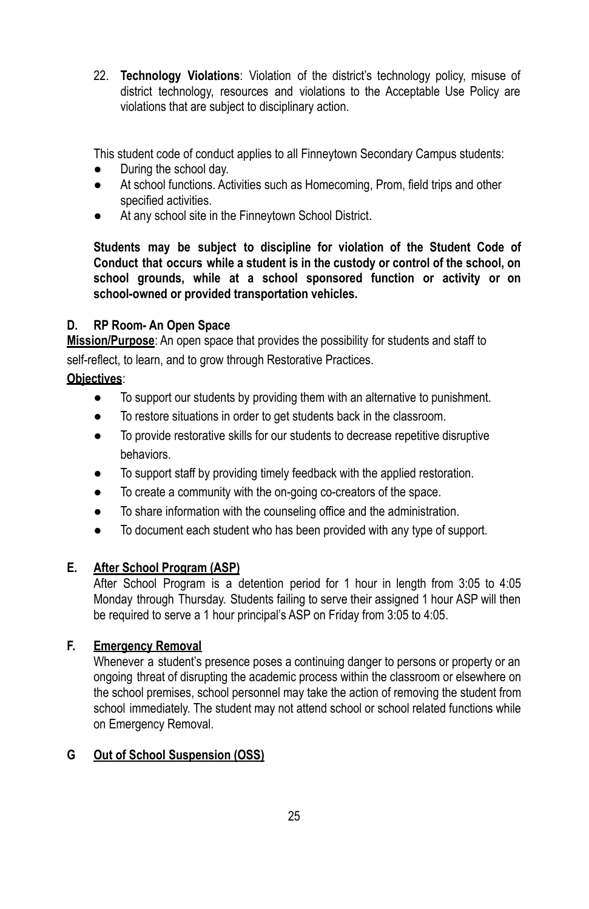22. **Technology Violations**: Violation of the district's technology policy, misuse of district technology, resources and violations to the Acceptable Use Policy are violations that are subject to disciplinary action.

This student code of conduct applies to all Finneytown Secondary Campus students:

- During the school day.
- At school functions. Activities such as Homecoming, Prom, field trips and other specified activities.
- At any school site in the Finneytown School District.

**Students may be subject to discipline for violation of the Student Code of Conduct that occurs while a student is in the custody or control of the school, on school grounds, while at a school sponsored function or activity or on school-owned or provided transportation vehicles.**

### D. RP Room- An Open Space

**Mission/Purpose**: An open space that provides the possibility for students and staff to self-reflect, to learn, and to grow through Restorative Practices.

**Objectives**:

- To support our students by providing them with an alternative to punishment.
- To restore situations in order to get students back in the classroom.
- To provide restorative skills for our students to decrease repetitive disruptive behaviors.
- To support staff by providing timely feedback with the applied restoration.
- To create a community with the on-going co-creators of the space.
- To share information with the counseling office and the administration.
- To document each student who has been provided with any type of support.

### E. After School Program (ASP)

After School Program is a detention period for 1 hour in length from 3:05 to 4:05 Monday through Thursday. Students failing to serve their assigned 1 hour ASP will then be required to serve a 1 hour principal's ASP on Friday from 3:05 to 4:05.

### F. Emergency Removal

Whenever a student's presence poses a continuing danger to persons or property or an ongoing threat of disrupting the academic process within the classroom or elsewhere on the school premises, school personnel may take the action of removing the student from school immediately. The student may not attend school or school related functions while on Emergency Removal.

### G Out of School Suspension (OSS)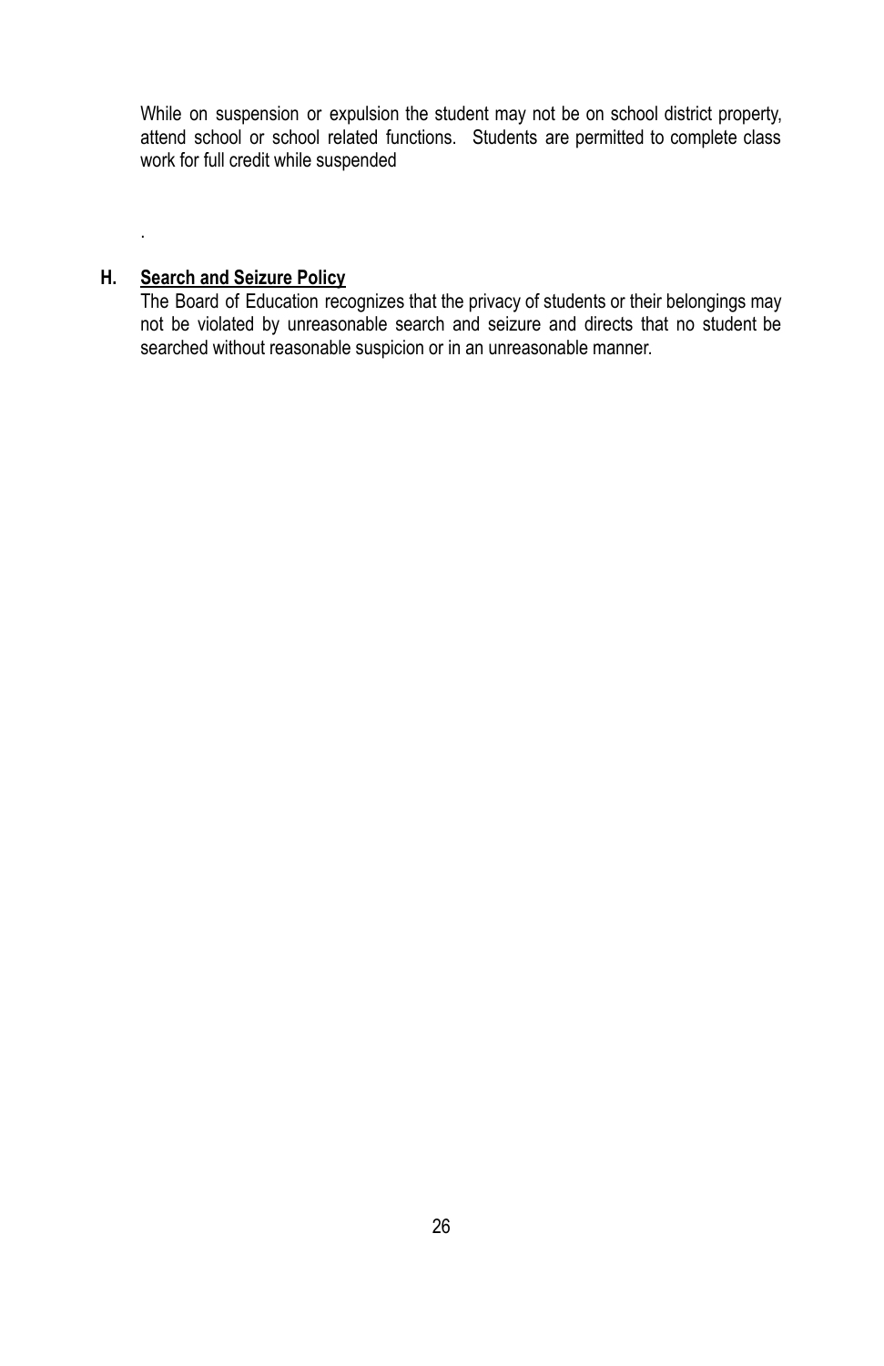While on suspension or expulsion the student may not be on school district property, attend school or school related functions. Students are permitted to complete class work for full credit while suspended

.

### H. Search and Seizure Policy

The Board of Education recognizes that the privacy of students or their belongings may not be violated by unreasonable search and seizure and directs that no student be searched without reasonable suspicion or in an unreasonable manner.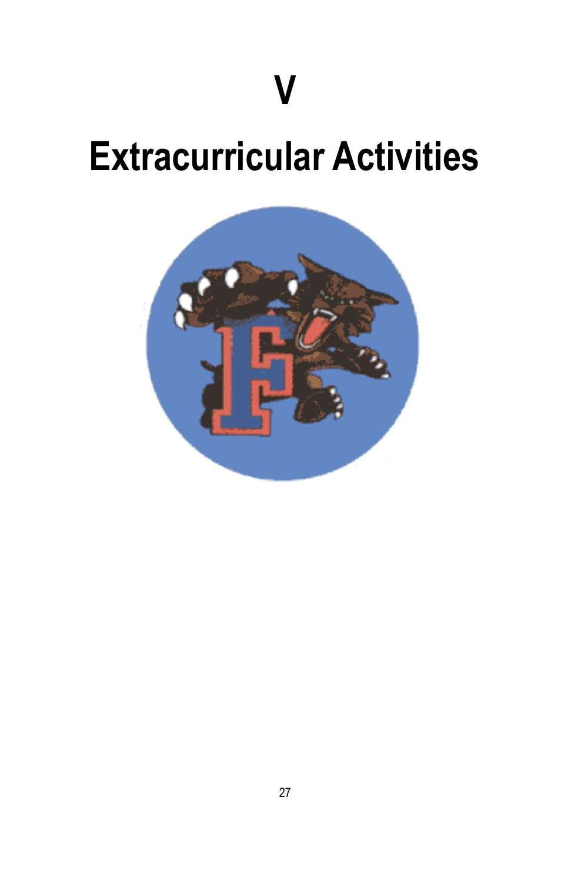# V

# Extracurricular Activities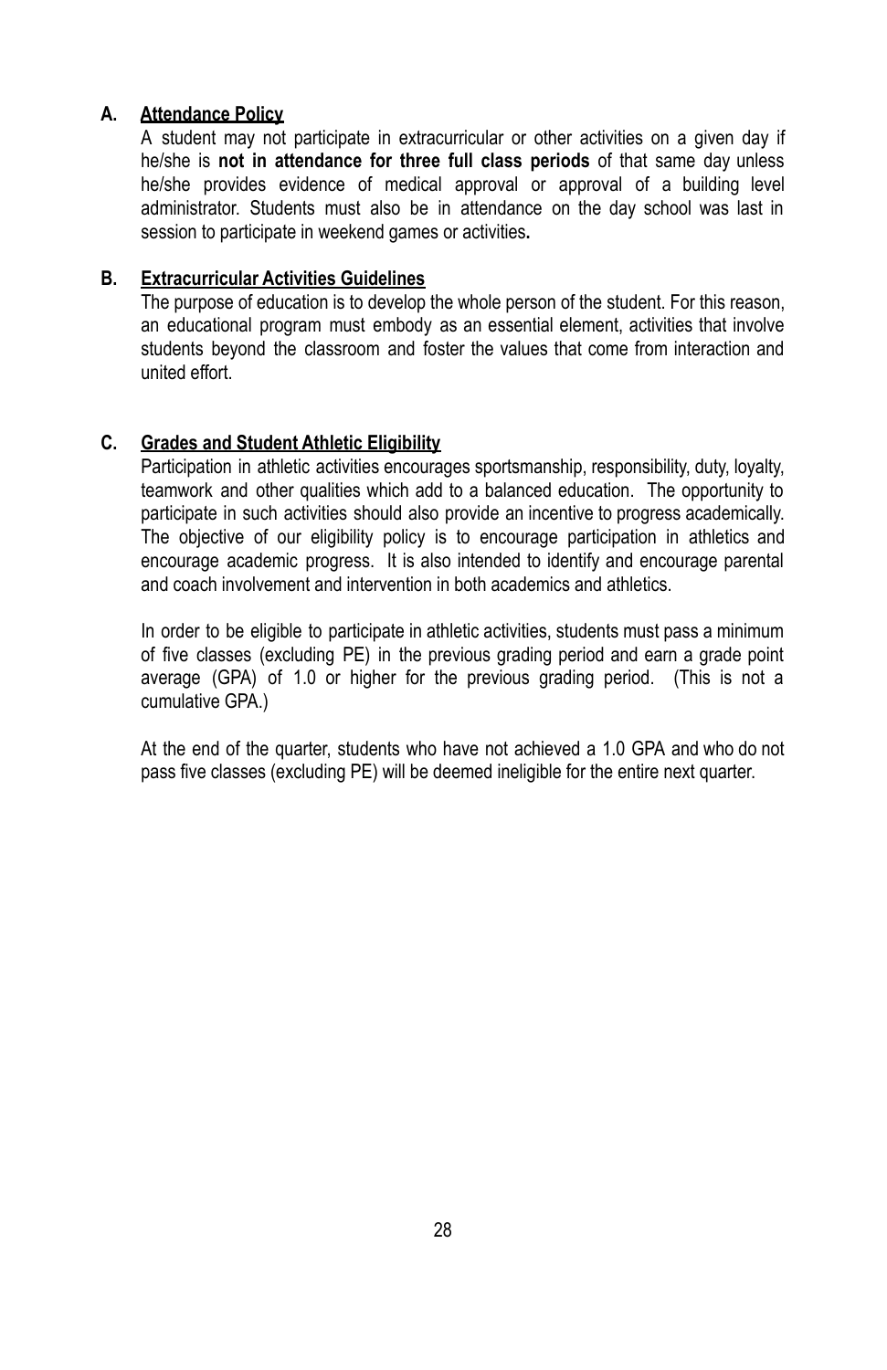### A. Attendance Policy

A student may not participate in extracurricular or other activities on a given day if he/she is **not in attendance for three full class periods** of that same day unless he/she provides evidence of medical approval or approval of a building level administrator. Students must also be in attendance on the day school was last in session to participate in weekend games or activities**.**

### B. Extracurricular Activities Guidelines

The purpose of education is to develop the whole person of the student. For this reason, an educational program must embody as an essential element, activities that involve students beyond the classroom and foster the values that come from interaction and united effort.

### C. Grades and Student Athletic Eligibility

Participation in athletic activities encourages sportsmanship, responsibility, duty, loyalty, teamwork and other qualities which add to a balanced education. The opportunity to participate in such activities should also provide an incentive to progress academically. The objective of our eligibility policy is to encourage participation in athletics and encourage academic progress. It is also intended to identify and encourage parental and coach involvement and intervention in both academics and athletics.

In order to be eligible to participate in athletic activities, students must pass a minimum of five classes (excluding PE) in the previous grading period and earn a grade point average (GPA) of 1.0 or higher for the previous grading period. (This is not a cumulative GPA.)

At the end of the quarter, students who have not achieved a 1.0 GPA and who do not pass five classes (excluding PE) will be deemed ineligible for the entire next quarter.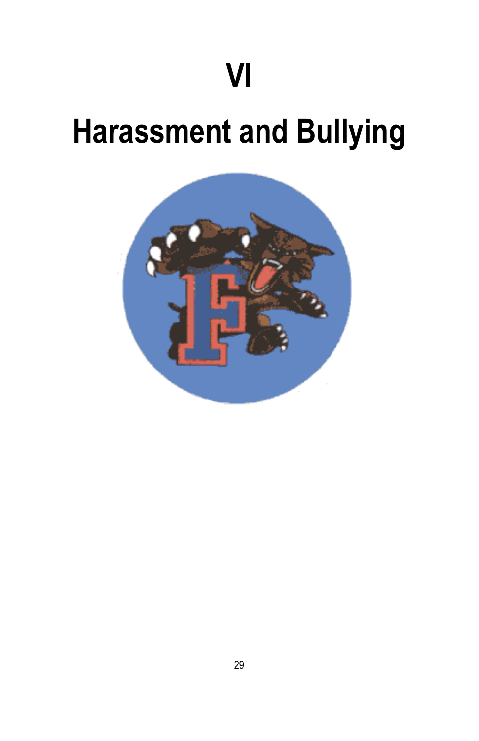# VI

# Harassment and Bullying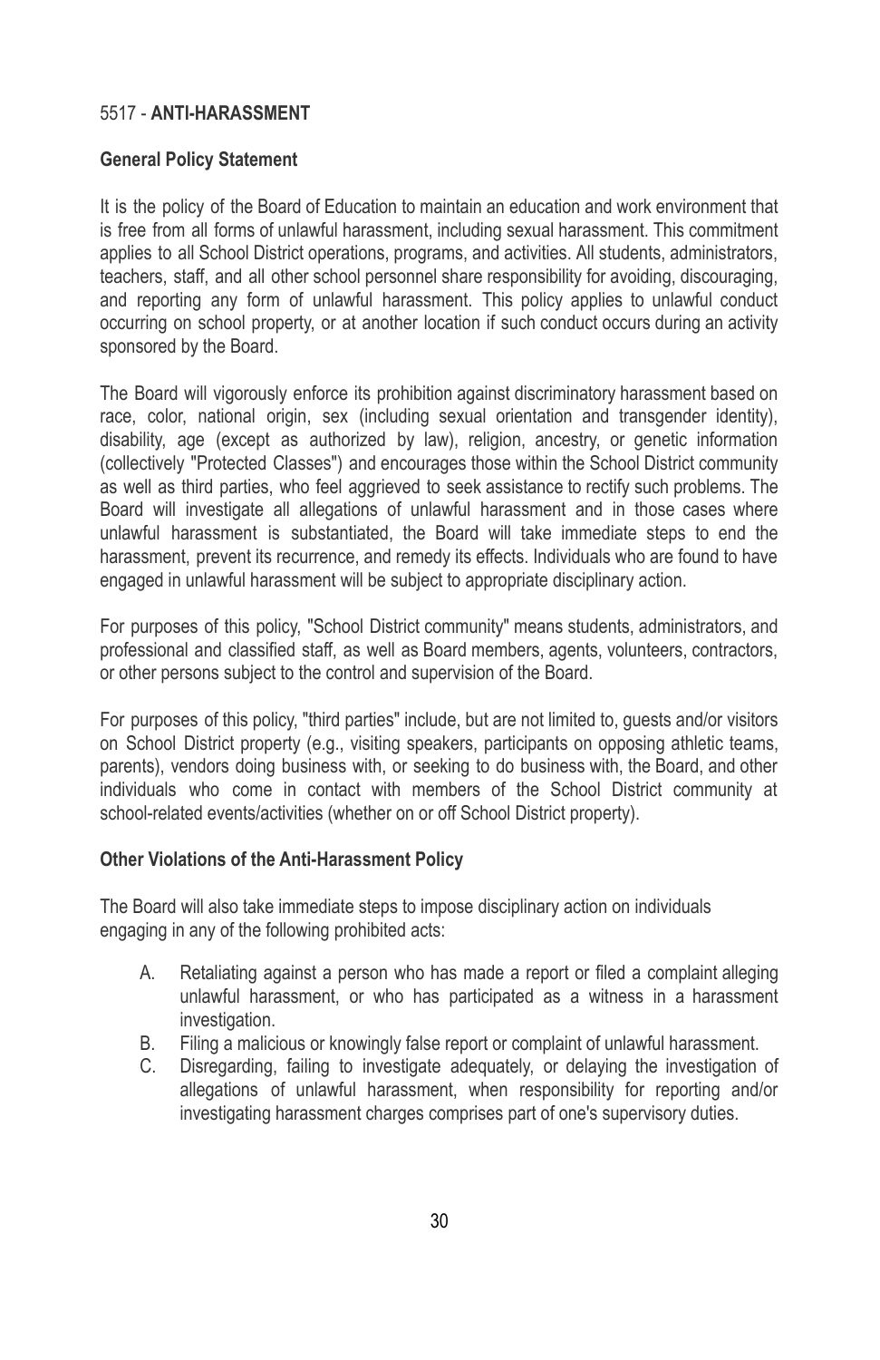## 5517 - **ANTI-HARASSMENT**

### General Policy Statement

It is the policy of the Board of Education to maintain an education and work environment that is free from all forms of unlawful harassment, including sexual harassment. This commitment applies to all School District operations, programs, and activities. All students, administrators, teachers, staff, and all other school personnel share responsibility for avoiding, discouraging, and reporting any form of unlawful harassment. This policy applies to unlawful conduct occurring on school property, or at another location if such conduct occurs during an activity sponsored by the Board.

The Board will vigorously enforce its prohibition against discriminatory harassment based on race, color, national origin, sex (including sexual orientation and transgender identity), disability, age (except as authorized by law), religion, ancestry, or genetic information (collectively "Protected Classes") and encourages those within the School District community as well as third parties, who feel aggrieved to seek assistance to rectify such problems. The Board will investigate all allegations of unlawful harassment and in those cases where unlawful harassment is substantiated, the Board will take immediate steps to end the harassment, prevent its recurrence, and remedy its effects. Individuals who are found to have engaged in unlawful harassment will be subject to appropriate disciplinary action.

For purposes of this policy, "School District community" means students, administrators, and professional and classified staff, as well as Board members, agents, volunteers, contractors, or other persons subject to the control and supervision of the Board.

For purposes of this policy, "third parties" include, but are not limited to, guests and/or visitors on School District property (e.g., visiting speakers, participants on opposing athletic teams, parents), vendors doing business with, or seeking to do business with, the Board, and other individuals who come in contact with members of the School District community at school-related events/activities (whether on or off School District property).

### Other Violations of the Anti-Harassment Policy

The Board will also take immediate steps to impose disciplinary action on individuals engaging in any of the following prohibited acts:

A. Retaliating against a person who has made a report or filed a complaint alleging unlawful harassment, or who has participated as a witness in a harassment investigation.

B. Filing a malicious or knowingly false report or complaint of unlawful harassment.

C. Disregarding, failing to investigate adequately, or delaying the investigation of allegations of unlawful harassment, when responsibility for reporting and/or investigating harassment charges comprises part of one's supervisory duties.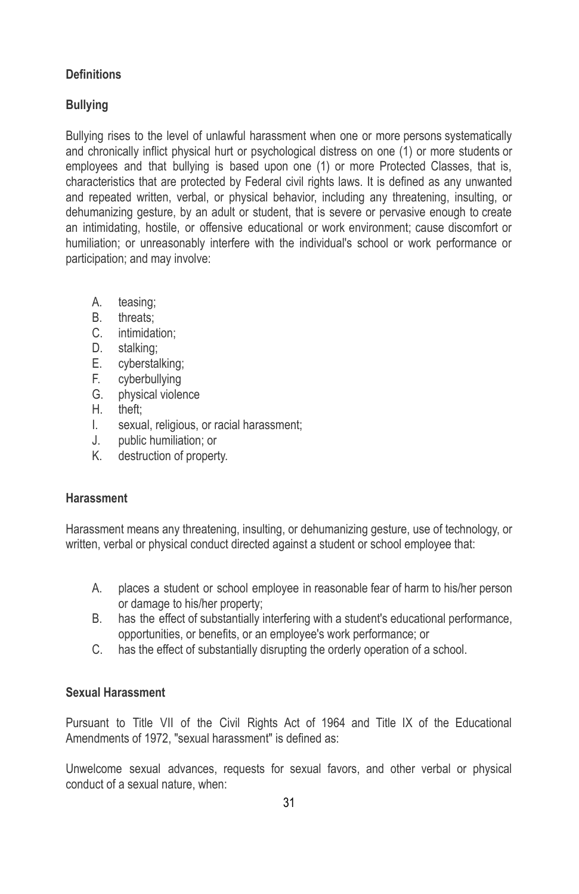**Definitions**

**Bullying**

Bullying rises to the level of unlawful harassment when one or more persons systematically and chronically inflict physical hurt or psychological distress on one (1) or more students or employees and that bullying is based upon one (1) or more Protected Classes, that is, characteristics that are protected by Federal civil rights laws. It is defined as any unwanted and repeated written, verbal, or physical behavior, including any threatening, insulting, or dehumanizing gesture, by an adult or student, that is severe or pervasive enough to create an intimidating, hostile, or offensive educational or work environment; cause discomfort or humiliation; or unreasonably interfere with the individual's school or work performance or participation; and may involve:

A. teasing;
B. threats;
C. intimidation;
D. stalking;
E. cyberstalking;
F. cyberbullying
G. physical violence
H. theft;
I. sexual, religious, or racial harassment;
J. public humiliation; or
K. destruction of property.

**Harassment**

Harassment means any threatening, insulting, or dehumanizing gesture, use of technology, or written, verbal or physical conduct directed against a student or school employee that:

A. places a student or school employee in reasonable fear of harm to his/her person or damage to his/her property;
B. has the effect of substantially interfering with a student's educational performance, opportunities, or benefits, or an employee's work performance; or
C. has the effect of substantially disrupting the orderly operation of a school.

**Sexual Harassment**

Pursuant to Title VII of the Civil Rights Act of 1964 and Title IX of the Educational Amendments of 1972, "sexual harassment" is defined as:

Unwelcome sexual advances, requests for sexual favors, and other verbal or physical conduct of a sexual nature, when: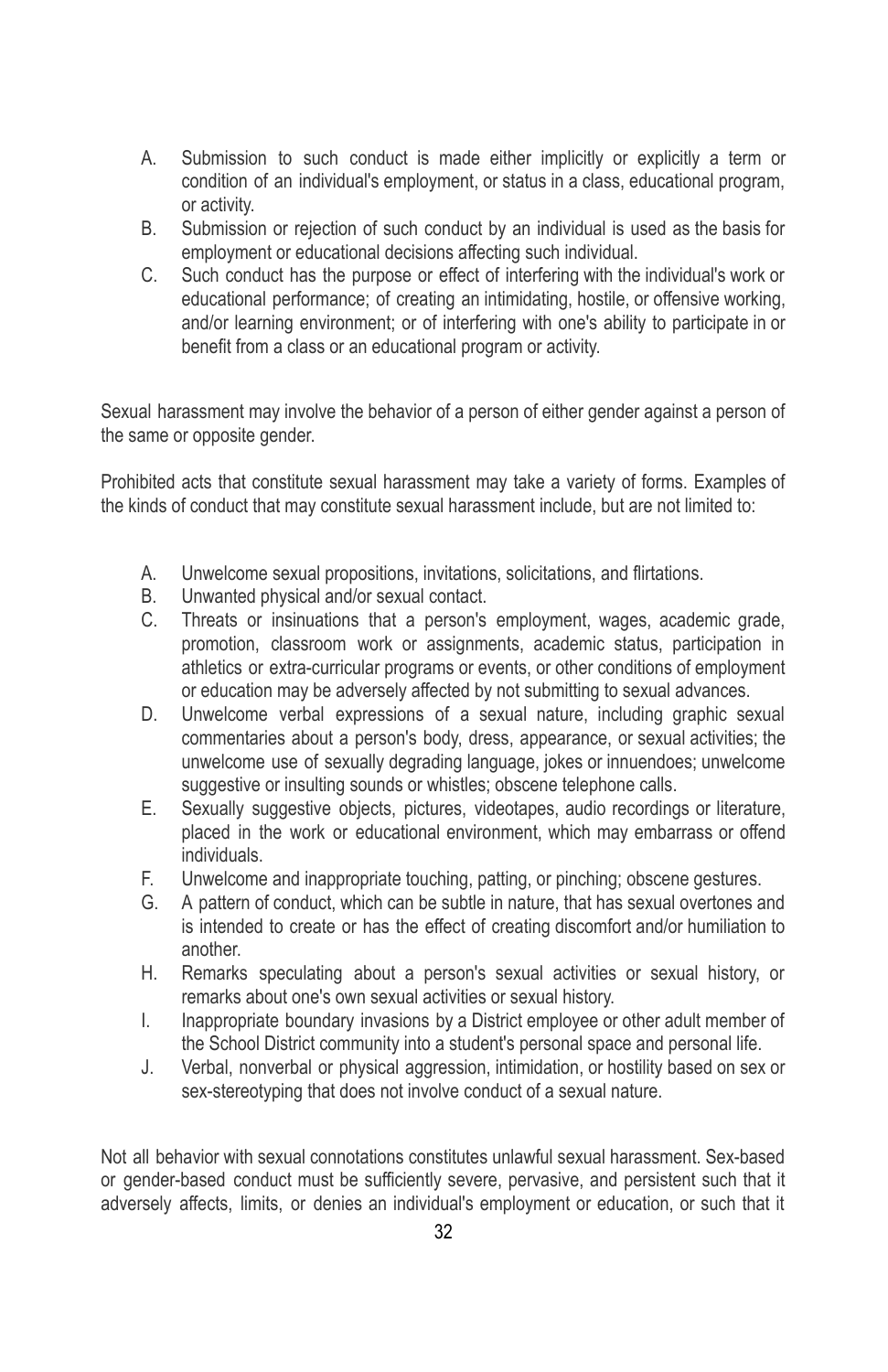A. Submission to such conduct is made either implicitly or explicitly a term or condition of an individual's employment, or status in a class, educational program, or activity.
B. Submission or rejection of such conduct by an individual is used as the basis for employment or educational decisions affecting such individual.
C. Such conduct has the purpose or effect of interfering with the individual's work or educational performance; of creating an intimidating, hostile, or offensive working, and/or learning environment; or of interfering with one's ability to participate in or benefit from a class or an educational program or activity.

Sexual harassment may involve the behavior of a person of either gender against a person of the same or opposite gender.

Prohibited acts that constitute sexual harassment may take a variety of forms. Examples of the kinds of conduct that may constitute sexual harassment include, but are not limited to:

A. Unwelcome sexual propositions, invitations, solicitations, and flirtations.
B. Unwanted physical and/or sexual contact.
C. Threats or insinuations that a person's employment, wages, academic grade, promotion, classroom work or assignments, academic status, participation in athletics or extra-curricular programs or events, or other conditions of employment or education may be adversely affected by not submitting to sexual advances.
D. Unwelcome verbal expressions of a sexual nature, including graphic sexual commentaries about a person's body, dress, appearance, or sexual activities; the unwelcome use of sexually degrading language, jokes or innuendoes; unwelcome suggestive or insulting sounds or whistles; obscene telephone calls.
E. Sexually suggestive objects, pictures, videotapes, audio recordings or literature, placed in the work or educational environment, which may embarrass or offend individuals.
F. Unwelcome and inappropriate touching, patting, or pinching; obscene gestures.
G. A pattern of conduct, which can be subtle in nature, that has sexual overtones and is intended to create or has the effect of creating discomfort and/or humiliation to another.
H. Remarks speculating about a person's sexual activities or sexual history, or remarks about one's own sexual activities or sexual history.
I. Inappropriate boundary invasions by a District employee or other adult member of the School District community into a student's personal space and personal life.
J. Verbal, nonverbal or physical aggression, intimidation, or hostility based on sex or sex-stereotyping that does not involve conduct of a sexual nature.

Not all behavior with sexual connotations constitutes unlawful sexual harassment. Sex-based or gender-based conduct must be sufficiently severe, pervasive, and persistent such that it adversely affects, limits, or denies an individual's employment or education, or such that it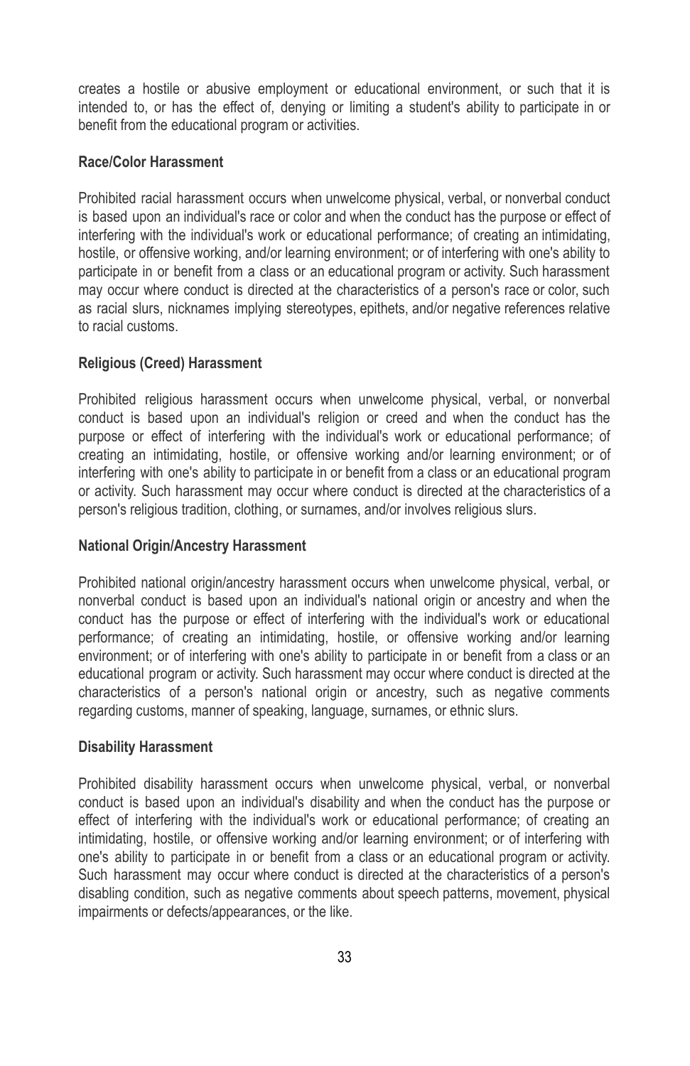creates a hostile or abusive employment or educational environment, or such that it is intended to, or has the effect of, denying or limiting a student's ability to participate in or benefit from the educational program or activities.

**Race/Color Harassment**

Prohibited racial harassment occurs when unwelcome physical, verbal, or nonverbal conduct is based upon an individual's race or color and when the conduct has the purpose or effect of interfering with the individual's work or educational performance; of creating an intimidating, hostile, or offensive working, and/or learning environment; or of interfering with one's ability to participate in or benefit from a class or an educational program or activity. Such harassment may occur where conduct is directed at the characteristics of a person's race or color, such as racial slurs, nicknames implying stereotypes, epithets, and/or negative references relative to racial customs.

**Religious (Creed) Harassment**

Prohibited religious harassment occurs when unwelcome physical, verbal, or nonverbal conduct is based upon an individual's religion or creed and when the conduct has the purpose or effect of interfering with the individual's work or educational performance; of creating an intimidating, hostile, or offensive working and/or learning environment; or of interfering with one's ability to participate in or benefit from a class or an educational program or activity. Such harassment may occur where conduct is directed at the characteristics of a person's religious tradition, clothing, or surnames, and/or involves religious slurs.

**National Origin/Ancestry Harassment**

Prohibited national origin/ancestry harassment occurs when unwelcome physical, verbal, or nonverbal conduct is based upon an individual's national origin or ancestry and when the conduct has the purpose or effect of interfering with the individual's work or educational performance; of creating an intimidating, hostile, or offensive working and/or learning environment; or of interfering with one's ability to participate in or benefit from a class or an educational program or activity. Such harassment may occur where conduct is directed at the characteristics of a person's national origin or ancestry, such as negative comments regarding customs, manner of speaking, language, surnames, or ethnic slurs.

**Disability Harassment**

Prohibited disability harassment occurs when unwelcome physical, verbal, or nonverbal conduct is based upon an individual's disability and when the conduct has the purpose or effect of interfering with the individual's work or educational performance; of creating an intimidating, hostile, or offensive working and/or learning environment; or of interfering with one's ability to participate in or benefit from a class or an educational program or activity. Such harassment may occur where conduct is directed at the characteristics of a person's disabling condition, such as negative comments about speech patterns, movement, physical impairments or defects/appearances, or the like.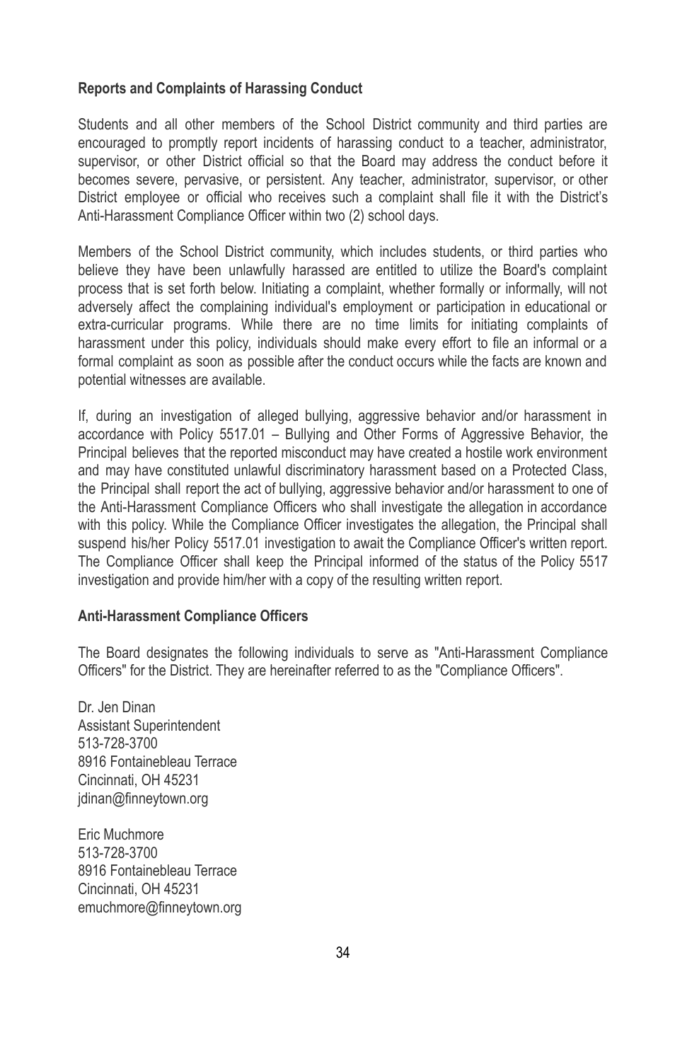**Reports and Complaints of Harassing Conduct**

Students and all other members of the School District community and third parties are encouraged to promptly report incidents of harassing conduct to a teacher, administrator, supervisor, or other District official so that the Board may address the conduct before it becomes severe, pervasive, or persistent. Any teacher, administrator, supervisor, or other District employee or official who receives such a complaint shall file it with the District's Anti-Harassment Compliance Officer within two (2) school days.

Members of the School District community, which includes students, or third parties who believe they have been unlawfully harassed are entitled to utilize the Board's complaint process that is set forth below. Initiating a complaint, whether formally or informally, will not adversely affect the complaining individual's employment or participation in educational or extra-curricular programs. While there are no time limits for initiating complaints of harassment under this policy, individuals should make every effort to file an informal or a formal complaint as soon as possible after the conduct occurs while the facts are known and potential witnesses are available.

If, during an investigation of alleged bullying, aggressive behavior and/or harassment in accordance with Policy 5517.01 – Bullying and Other Forms of Aggressive Behavior, the Principal believes that the reported misconduct may have created a hostile work environment and may have constituted unlawful discriminatory harassment based on a Protected Class, the Principal shall report the act of bullying, aggressive behavior and/or harassment to one of the Anti-Harassment Compliance Officers who shall investigate the allegation in accordance with this policy. While the Compliance Officer investigates the allegation, the Principal shall suspend his/her Policy 5517.01 investigation to await the Compliance Officer's written report. The Compliance Officer shall keep the Principal informed of the status of the Policy 5517 investigation and provide him/her with a copy of the resulting written report.

**Anti-Harassment Compliance Officers**

The Board designates the following individuals to serve as "Anti-Harassment Compliance Officers" for the District. They are hereinafter referred to as the "Compliance Officers".

Dr. Jen Dinan
Assistant Superintendent
513-728-3700
8916 Fontainebleau Terrace
Cincinnati, OH 45231
jdinan@finneytown.org

Eric Muchmore
513-728-3700
8916 Fontainebleau Terrace
Cincinnati, OH 45231
emuchmore@finneytown.org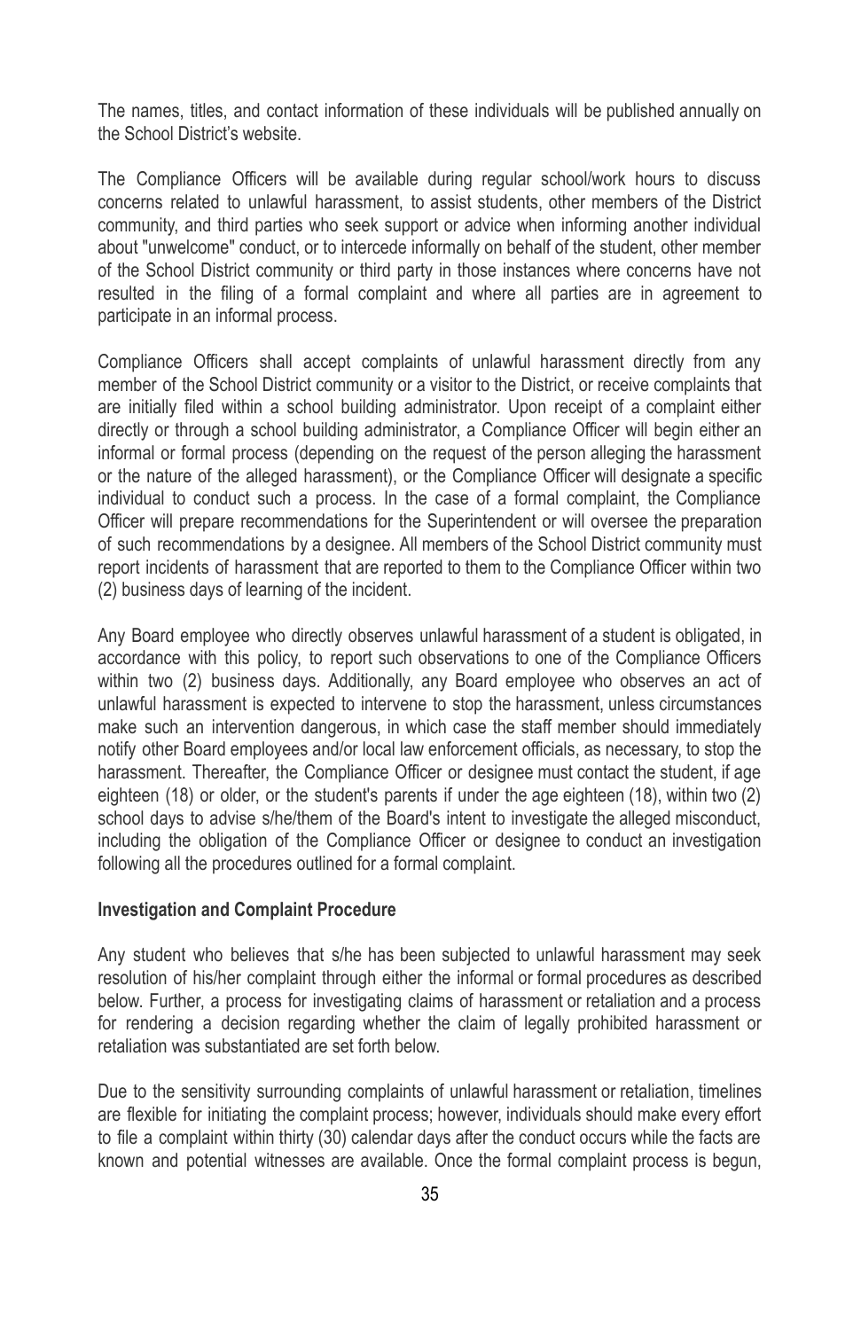The names, titles, and contact information of these individuals will be published annually on the School District's website.

The Compliance Officers will be available during regular school/work hours to discuss concerns related to unlawful harassment, to assist students, other members of the District community, and third parties who seek support or advice when informing another individual about "unwelcome" conduct, or to intercede informally on behalf of the student, other member of the School District community or third party in those instances where concerns have not resulted in the filing of a formal complaint and where all parties are in agreement to participate in an informal process.

Compliance Officers shall accept complaints of unlawful harassment directly from any member of the School District community or a visitor to the District, or receive complaints that are initially filed within a school building administrator. Upon receipt of a complaint either directly or through a school building administrator, a Compliance Officer will begin either an informal or formal process (depending on the request of the person alleging the harassment or the nature of the alleged harassment), or the Compliance Officer will designate a specific individual to conduct such a process. In the case of a formal complaint, the Compliance Officer will prepare recommendations for the Superintendent or will oversee the preparation of such recommendations by a designee. All members of the School District community must report incidents of harassment that are reported to them to the Compliance Officer within two (2) business days of learning of the incident.

Any Board employee who directly observes unlawful harassment of a student is obligated, in accordance with this policy, to report such observations to one of the Compliance Officers within two (2) business days. Additionally, any Board employee who observes an act of unlawful harassment is expected to intervene to stop the harassment, unless circumstances make such an intervention dangerous, in which case the staff member should immediately notify other Board employees and/or local law enforcement officials, as necessary, to stop the harassment. Thereafter, the Compliance Officer or designee must contact the student, if age eighteen (18) or older, or the student's parents if under the age eighteen (18), within two (2) school days to advise s/he/them of the Board's intent to investigate the alleged misconduct, including the obligation of the Compliance Officer or designee to conduct an investigation following all the procedures outlined for a formal complaint.

**Investigation and Complaint Procedure**

Any student who believes that s/he has been subjected to unlawful harassment may seek resolution of his/her complaint through either the informal or formal procedures as described below. Further, a process for investigating claims of harassment or retaliation and a process for rendering a decision regarding whether the claim of legally prohibited harassment or retaliation was substantiated are set forth below.

Due to the sensitivity surrounding complaints of unlawful harassment or retaliation, timelines are flexible for initiating the complaint process; however, individuals should make every effort to file a complaint within thirty (30) calendar days after the conduct occurs while the facts are known and potential witnesses are available. Once the formal complaint process is begun,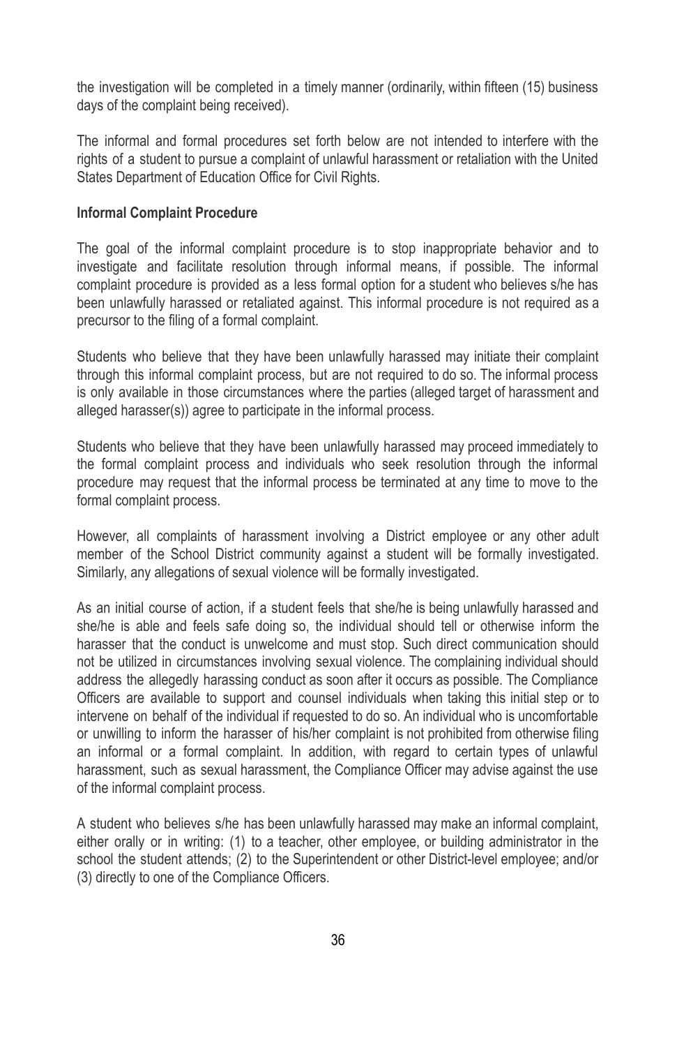the investigation will be completed in a timely manner (ordinarily, within fifteen (15) business days of the complaint being received).

The informal and formal procedures set forth below are not intended to interfere with the rights of a student to pursue a complaint of unlawful harassment or retaliation with the United States Department of Education Office for Civil Rights.

**Informal Complaint Procedure**

The goal of the informal complaint procedure is to stop inappropriate behavior and to investigate and facilitate resolution through informal means, if possible. The informal complaint procedure is provided as a less formal option for a student who believes s/he has been unlawfully harassed or retaliated against. This informal procedure is not required as a precursor to the filing of a formal complaint.

Students who believe that they have been unlawfully harassed may initiate their complaint through this informal complaint process, but are not required to do so. The informal process is only available in those circumstances where the parties (alleged target of harassment and alleged harasser(s)) agree to participate in the informal process.

Students who believe that they have been unlawfully harassed may proceed immediately to the formal complaint process and individuals who seek resolution through the informal procedure may request that the informal process be terminated at any time to move to the formal complaint process.

However, all complaints of harassment involving a District employee or any other adult member of the School District community against a student will be formally investigated. Similarly, any allegations of sexual violence will be formally investigated.

As an initial course of action, if a student feels that she/he is being unlawfully harassed and she/he is able and feels safe doing so, the individual should tell or otherwise inform the harasser that the conduct is unwelcome and must stop. Such direct communication should not be utilized in circumstances involving sexual violence. The complaining individual should address the allegedly harassing conduct as soon after it occurs as possible. The Compliance Officers are available to support and counsel individuals when taking this initial step or to intervene on behalf of the individual if requested to do so. An individual who is uncomfortable or unwilling to inform the harasser of his/her complaint is not prohibited from otherwise filing an informal or a formal complaint. In addition, with regard to certain types of unlawful harassment, such as sexual harassment, the Compliance Officer may advise against the use of the informal complaint process.

A student who believes s/he has been unlawfully harassed may make an informal complaint, either orally or in writing: (1) to a teacher, other employee, or building administrator in the school the student attends; (2) to the Superintendent or other District-level employee; and/or (3) directly to one of the Compliance Officers.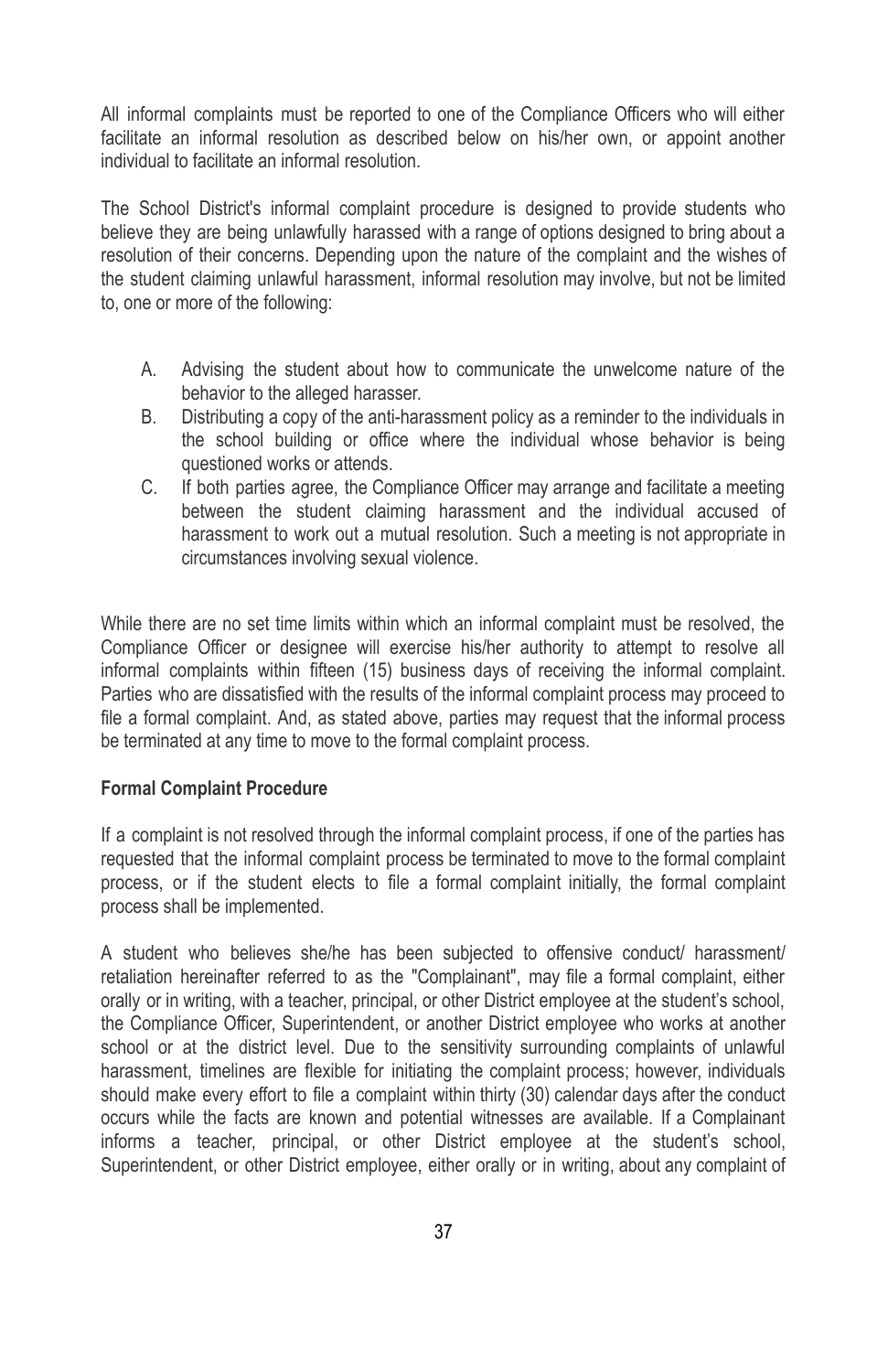All informal complaints must be reported to one of the Compliance Officers who will either facilitate an informal resolution as described below on his/her own, or appoint another individual to facilitate an informal resolution.

The School District's informal complaint procedure is designed to provide students who believe they are being unlawfully harassed with a range of options designed to bring about a resolution of their concerns. Depending upon the nature of the complaint and the wishes of the student claiming unlawful harassment, informal resolution may involve, but not be limited to, one or more of the following:

A. Advising the student about how to communicate the unwelcome nature of the behavior to the alleged harasser.
B. Distributing a copy of the anti-harassment policy as a reminder to the individuals in the school building or office where the individual whose behavior is being questioned works or attends.
C. If both parties agree, the Compliance Officer may arrange and facilitate a meeting between the student claiming harassment and the individual accused of harassment to work out a mutual resolution. Such a meeting is not appropriate in circumstances involving sexual violence.

While there are no set time limits within which an informal complaint must be resolved, the Compliance Officer or designee will exercise his/her authority to attempt to resolve all informal complaints within fifteen (15) business days of receiving the informal complaint. Parties who are dissatisfied with the results of the informal complaint process may proceed to file a formal complaint. And, as stated above, parties may request that the informal process be terminated at any time to move to the formal complaint process.

**Formal Complaint Procedure**

If a complaint is not resolved through the informal complaint process, if one of the parties has requested that the informal complaint process be terminated to move to the formal complaint process, or if the student elects to file a formal complaint initially, the formal complaint process shall be implemented.

A student who believes she/he has been subjected to offensive conduct/ harassment/ retaliation hereinafter referred to as the "Complainant", may file a formal complaint, either orally or in writing, with a teacher, principal, or other District employee at the student's school, the Compliance Officer, Superintendent, or another District employee who works at another school or at the district level. Due to the sensitivity surrounding complaints of unlawful harassment, timelines are flexible for initiating the complaint process; however, individuals should make every effort to file a complaint within thirty (30) calendar days after the conduct occurs while the facts are known and potential witnesses are available. If a Complainant informs a teacher, principal, or other District employee at the student's school, Superintendent, or other District employee, either orally or in writing, about any complaint of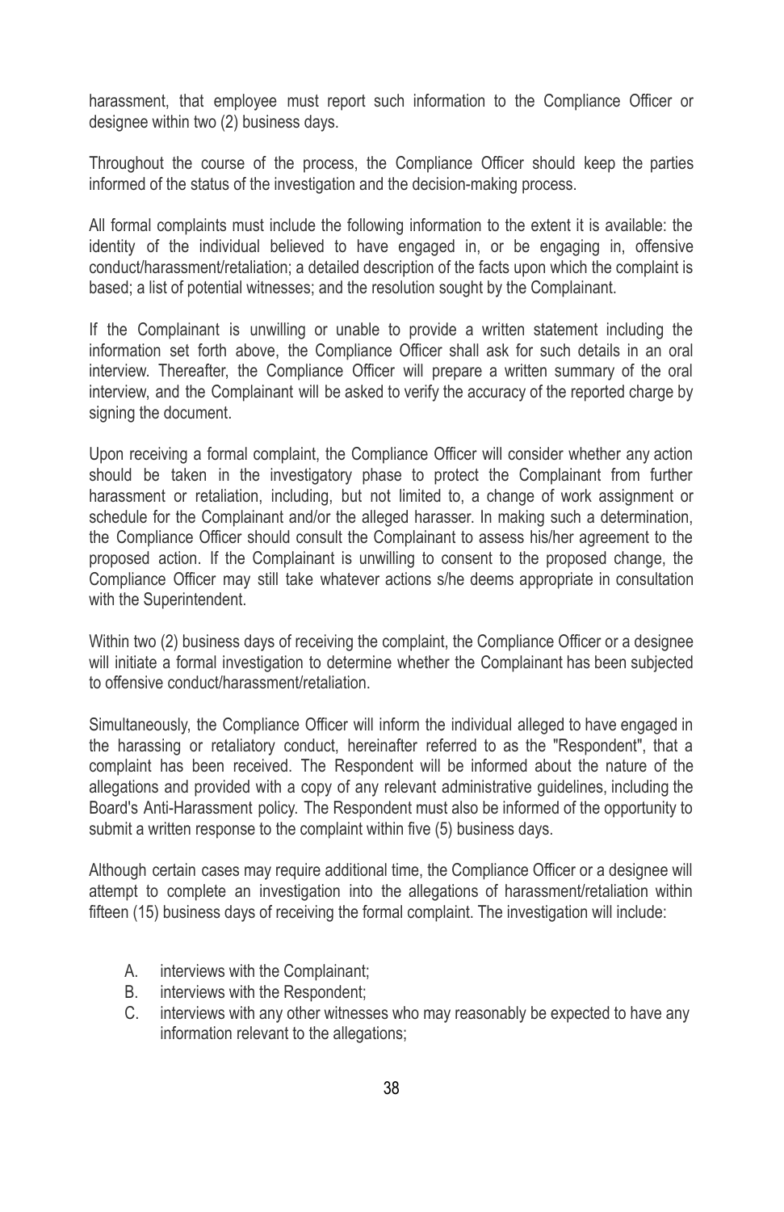harassment, that employee must report such information to the Compliance Officer or designee within two (2) business days.

Throughout the course of the process, the Compliance Officer should keep the parties informed of the status of the investigation and the decision-making process.

All formal complaints must include the following information to the extent it is available: the identity of the individual believed to have engaged in, or be engaging in, offensive conduct/harassment/retaliation; a detailed description of the facts upon which the complaint is based; a list of potential witnesses; and the resolution sought by the Complainant.

If the Complainant is unwilling or unable to provide a written statement including the information set forth above, the Compliance Officer shall ask for such details in an oral interview. Thereafter, the Compliance Officer will prepare a written summary of the oral interview, and the Complainant will be asked to verify the accuracy of the reported charge by signing the document.

Upon receiving a formal complaint, the Compliance Officer will consider whether any action should be taken in the investigatory phase to protect the Complainant from further harassment or retaliation, including, but not limited to, a change of work assignment or schedule for the Complainant and/or the alleged harasser. In making such a determination, the Compliance Officer should consult the Complainant to assess his/her agreement to the proposed action. If the Complainant is unwilling to consent to the proposed change, the Compliance Officer may still take whatever actions s/he deems appropriate in consultation with the Superintendent.

Within two (2) business days of receiving the complaint, the Compliance Officer or a designee will initiate a formal investigation to determine whether the Complainant has been subjected to offensive conduct/harassment/retaliation.

Simultaneously, the Compliance Officer will inform the individual alleged to have engaged in the harassing or retaliatory conduct, hereinafter referred to as the "Respondent", that a complaint has been received. The Respondent will be informed about the nature of the allegations and provided with a copy of any relevant administrative guidelines, including the Board's Anti-Harassment policy. The Respondent must also be informed of the opportunity to submit a written response to the complaint within five (5) business days.

Although certain cases may require additional time, the Compliance Officer or a designee will attempt to complete an investigation into the allegations of harassment/retaliation within fifteen (15) business days of receiving the formal complaint. The investigation will include:

A. interviews with the Complainant;
B. interviews with the Respondent;
C. interviews with any other witnesses who may reasonably be expected to have any information relevant to the allegations;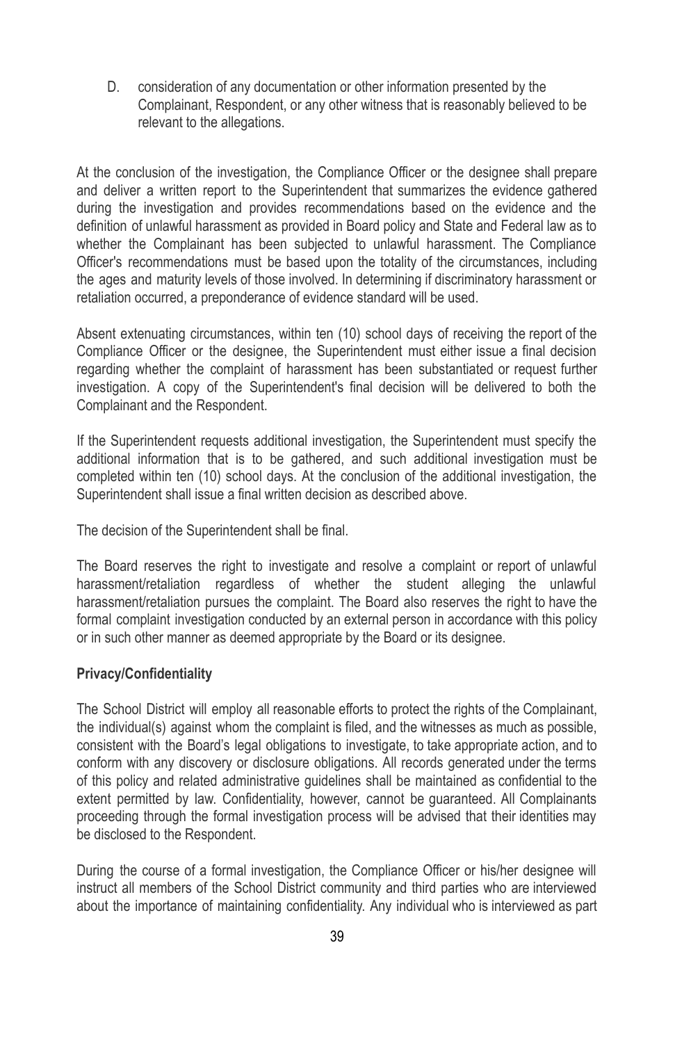D. consideration of any documentation or other information presented by the Complainant, Respondent, or any other witness that is reasonably believed to be relevant to the allegations.

At the conclusion of the investigation, the Compliance Officer or the designee shall prepare and deliver a written report to the Superintendent that summarizes the evidence gathered during the investigation and provides recommendations based on the evidence and the definition of unlawful harassment as provided in Board policy and State and Federal law as to whether the Complainant has been subjected to unlawful harassment. The Compliance Officer's recommendations must be based upon the totality of the circumstances, including the ages and maturity levels of those involved. In determining if discriminatory harassment or retaliation occurred, a preponderance of evidence standard will be used.

Absent extenuating circumstances, within ten (10) school days of receiving the report of the Compliance Officer or the designee, the Superintendent must either issue a final decision regarding whether the complaint of harassment has been substantiated or request further investigation. A copy of the Superintendent's final decision will be delivered to both the Complainant and the Respondent.

If the Superintendent requests additional investigation, the Superintendent must specify the additional information that is to be gathered, and such additional investigation must be completed within ten (10) school days. At the conclusion of the additional investigation, the Superintendent shall issue a final written decision as described above.

The decision of the Superintendent shall be final.

The Board reserves the right to investigate and resolve a complaint or report of unlawful harassment/retaliation regardless of whether the student alleging the unlawful harassment/retaliation pursues the complaint. The Board also reserves the right to have the formal complaint investigation conducted by an external person in accordance with this policy or in such other manner as deemed appropriate by the Board or its designee.

**Privacy/Confidentiality**

The School District will employ all reasonable efforts to protect the rights of the Complainant, the individual(s) against whom the complaint is filed, and the witnesses as much as possible, consistent with the Board's legal obligations to investigate, to take appropriate action, and to conform with any discovery or disclosure obligations. All records generated under the terms of this policy and related administrative guidelines shall be maintained as confidential to the extent permitted by law. Confidentiality, however, cannot be guaranteed. All Complainants proceeding through the formal investigation process will be advised that their identities may be disclosed to the Respondent.

During the course of a formal investigation, the Compliance Officer or his/her designee will instruct all members of the School District community and third parties who are interviewed about the importance of maintaining confidentiality. Any individual who is interviewed as part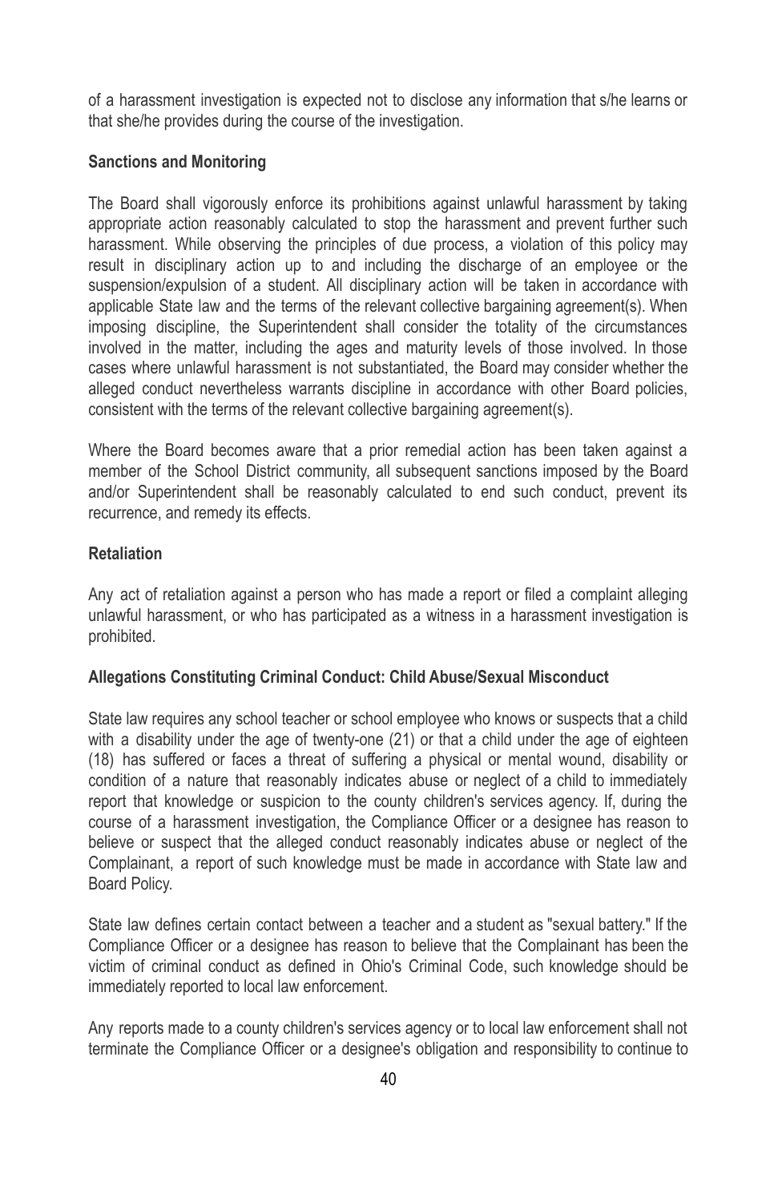of a harassment investigation is expected not to disclose any information that s/he learns or that she/he provides during the course of the investigation.

**Sanctions and Monitoring**

The Board shall vigorously enforce its prohibitions against unlawful harassment by taking appropriate action reasonably calculated to stop the harassment and prevent further such harassment. While observing the principles of due process, a violation of this policy may result in disciplinary action up to and including the discharge of an employee or the suspension/expulsion of a student. All disciplinary action will be taken in accordance with applicable State law and the terms of the relevant collective bargaining agreement(s). When imposing discipline, the Superintendent shall consider the totality of the circumstances involved in the matter, including the ages and maturity levels of those involved. In those cases where unlawful harassment is not substantiated, the Board may consider whether the alleged conduct nevertheless warrants discipline in accordance with other Board policies, consistent with the terms of the relevant collective bargaining agreement(s).

Where the Board becomes aware that a prior remedial action has been taken against a member of the School District community, all subsequent sanctions imposed by the Board and/or Superintendent shall be reasonably calculated to end such conduct, prevent its recurrence, and remedy its effects.

**Retaliation**

Any act of retaliation against a person who has made a report or filed a complaint alleging unlawful harassment, or who has participated as a witness in a harassment investigation is prohibited.

**Allegations Constituting Criminal Conduct: Child Abuse/Sexual Misconduct**

State law requires any school teacher or school employee who knows or suspects that a child with a disability under the age of twenty-one (21) or that a child under the age of eighteen (18) has suffered or faces a threat of suffering a physical or mental wound, disability or condition of a nature that reasonably indicates abuse or neglect of a child to immediately report that knowledge or suspicion to the county children's services agency. If, during the course of a harassment investigation, the Compliance Officer or a designee has reason to believe or suspect that the alleged conduct reasonably indicates abuse or neglect of the Complainant, a report of such knowledge must be made in accordance with State law and Board Policy.

State law defines certain contact between a teacher and a student as "sexual battery." If the Compliance Officer or a designee has reason to believe that the Complainant has been the victim of criminal conduct as defined in Ohio's Criminal Code, such knowledge should be immediately reported to local law enforcement.

Any reports made to a county children's services agency or to local law enforcement shall not terminate the Compliance Officer or a designee's obligation and responsibility to continue to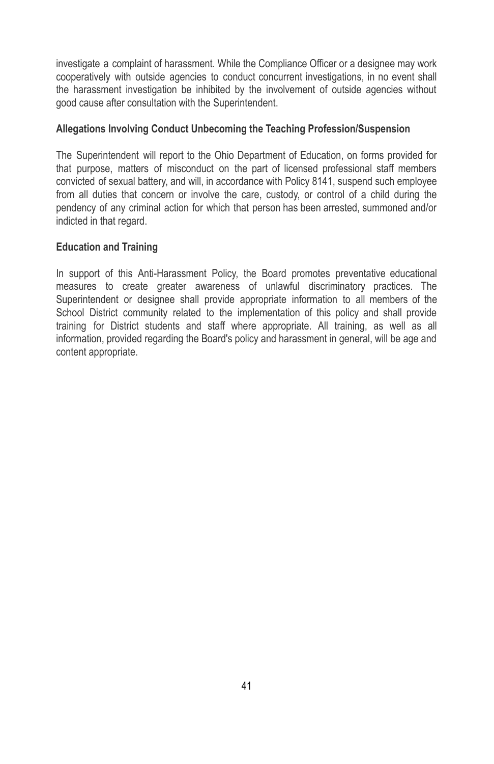investigate a complaint of harassment. While the Compliance Officer or a designee may work cooperatively with outside agencies to conduct concurrent investigations, in no event shall the harassment investigation be inhibited by the involvement of outside agencies without good cause after consultation with the Superintendent.

**Allegations Involving Conduct Unbecoming the Teaching Profession/Suspension**

The Superintendent will report to the Ohio Department of Education, on forms provided for that purpose, matters of misconduct on the part of licensed professional staff members convicted of sexual battery, and will, in accordance with Policy 8141, suspend such employee from all duties that concern or involve the care, custody, or control of a child during the pendency of any criminal action for which that person has been arrested, summoned and/or indicted in that regard.

**Education and Training**

In support of this Anti-Harassment Policy, the Board promotes preventative educational measures to create greater awareness of unlawful discriminatory practices. The Superintendent or designee shall provide appropriate information to all members of the School District community related to the implementation of this policy and shall provide training for District students and staff where appropriate. All training, as well as all information, provided regarding the Board's policy and harassment in general, will be age and content appropriate.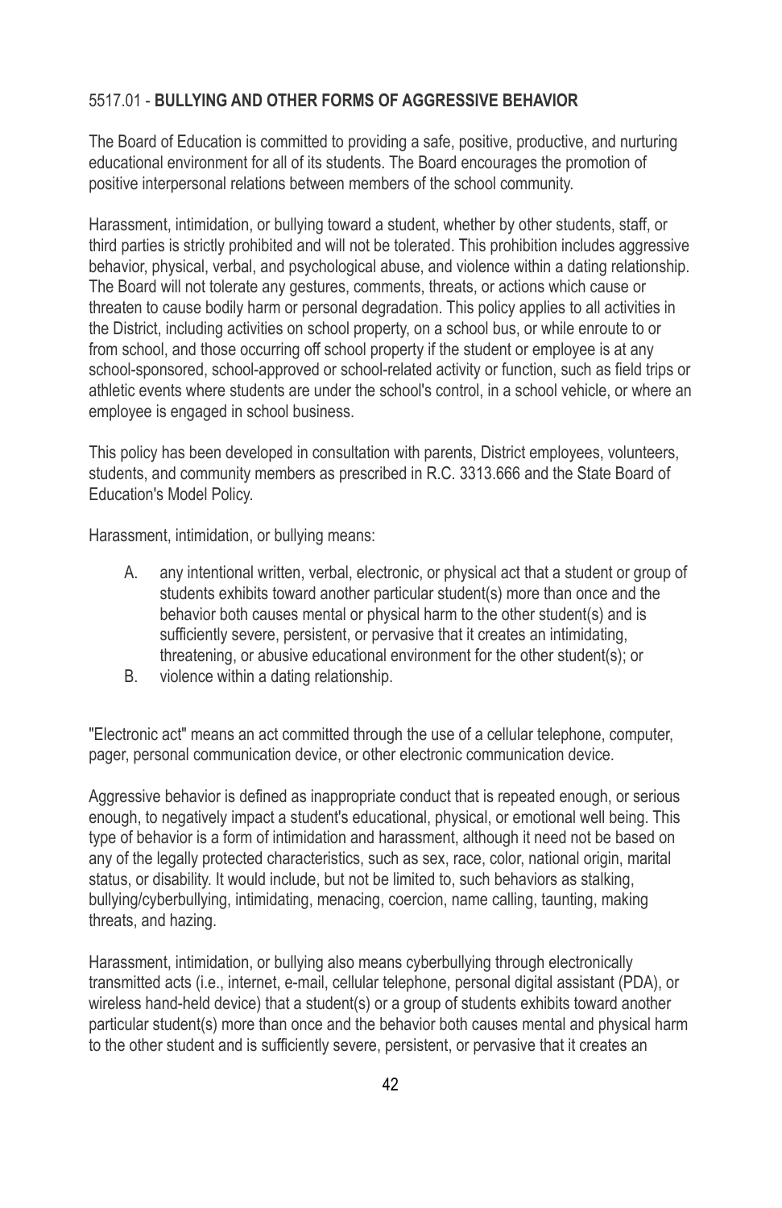## 5517.01 - **BULLYING AND OTHER FORMS OF AGGRESSIVE BEHAVIOR**

The Board of Education is committed to providing a safe, positive, productive, and nurturing educational environment for all of its students. The Board encourages the promotion of positive interpersonal relations between members of the school community.

Harassment, intimidation, or bullying toward a student, whether by other students, staff, or third parties is strictly prohibited and will not be tolerated. This prohibition includes aggressive behavior, physical, verbal, and psychological abuse, and violence within a dating relationship. The Board will not tolerate any gestures, comments, threats, or actions which cause or threaten to cause bodily harm or personal degradation. This policy applies to all activities in the District, including activities on school property, on a school bus, or while enroute to or from school, and those occurring off school property if the student or employee is at any school-sponsored, school-approved or school-related activity or function, such as field trips or athletic events where students are under the school's control, in a school vehicle, or where an employee is engaged in school business.

This policy has been developed in consultation with parents, District employees, volunteers, students, and community members as prescribed in R.C. 3313.666 and the State Board of Education's Model Policy.

Harassment, intimidation, or bullying means:

A. any intentional written, verbal, electronic, or physical act that a student or group of students exhibits toward another particular student(s) more than once and the behavior both causes mental or physical harm to the other student(s) and is sufficiently severe, persistent, or pervasive that it creates an intimidating, threatening, or abusive educational environment for the other student(s); or
B. violence within a dating relationship.

"Electronic act" means an act committed through the use of a cellular telephone, computer, pager, personal communication device, or other electronic communication device.

Aggressive behavior is defined as inappropriate conduct that is repeated enough, or serious enough, to negatively impact a student's educational, physical, or emotional well being. This type of behavior is a form of intimidation and harassment, although it need not be based on any of the legally protected characteristics, such as sex, race, color, national origin, marital status, or disability. It would include, but not be limited to, such behaviors as stalking, bullying/cyberbullying, intimidating, menacing, coercion, name calling, taunting, making threats, and hazing.

Harassment, intimidation, or bullying also means cyberbullying through electronically transmitted acts (i.e., internet, e-mail, cellular telephone, personal digital assistant (PDA), or wireless hand-held device) that a student(s) or a group of students exhibits toward another particular student(s) more than once and the behavior both causes mental and physical harm to the other student and is sufficiently severe, persistent, or pervasive that it creates an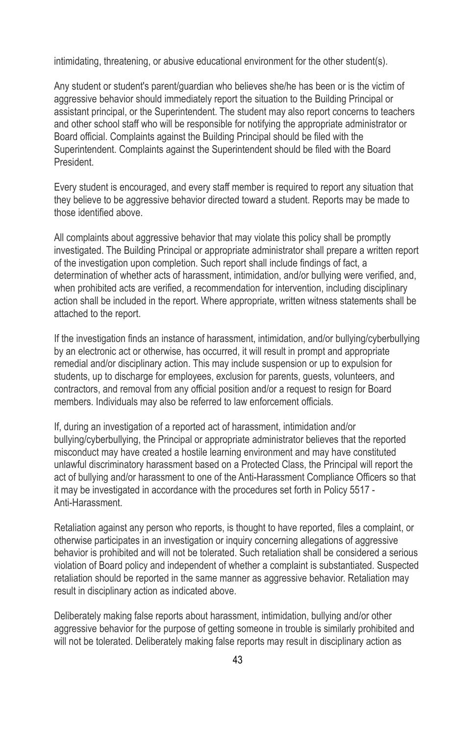intimidating, threatening, or abusive educational environment for the other student(s).

Any student or student's parent/guardian who believes she/he has been or is the victim of aggressive behavior should immediately report the situation to the Building Principal or assistant principal, or the Superintendent. The student may also report concerns to teachers and other school staff who will be responsible for notifying the appropriate administrator or Board official. Complaints against the Building Principal should be filed with the Superintendent. Complaints against the Superintendent should be filed with the Board President.

Every student is encouraged, and every staff member is required to report any situation that they believe to be aggressive behavior directed toward a student. Reports may be made to those identified above.

All complaints about aggressive behavior that may violate this policy shall be promptly investigated. The Building Principal or appropriate administrator shall prepare a written report of the investigation upon completion. Such report shall include findings of fact, a determination of whether acts of harassment, intimidation, and/or bullying were verified, and, when prohibited acts are verified, a recommendation for intervention, including disciplinary action shall be included in the report. Where appropriate, written witness statements shall be attached to the report.

If the investigation finds an instance of harassment, intimidation, and/or bullying/cyberbullying by an electronic act or otherwise, has occurred, it will result in prompt and appropriate remedial and/or disciplinary action. This may include suspension or up to expulsion for students, up to discharge for employees, exclusion for parents, guests, volunteers, and contractors, and removal from any official position and/or a request to resign for Board members. Individuals may also be referred to law enforcement officials.

If, during an investigation of a reported act of harassment, intimidation and/or bullying/cyberbullying, the Principal or appropriate administrator believes that the reported misconduct may have created a hostile learning environment and may have constituted unlawful discriminatory harassment based on a Protected Class, the Principal will report the act of bullying and/or harassment to one of the Anti-Harassment Compliance Officers so that it may be investigated in accordance with the procedures set forth in Policy 5517 - Anti-Harassment.

Retaliation against any person who reports, is thought to have reported, files a complaint, or otherwise participates in an investigation or inquiry concerning allegations of aggressive behavior is prohibited and will not be tolerated. Such retaliation shall be considered a serious violation of Board policy and independent of whether a complaint is substantiated. Suspected retaliation should be reported in the same manner as aggressive behavior. Retaliation may result in disciplinary action as indicated above.

Deliberately making false reports about harassment, intimidation, bullying and/or other aggressive behavior for the purpose of getting someone in trouble is similarly prohibited and will not be tolerated. Deliberately making false reports may result in disciplinary action as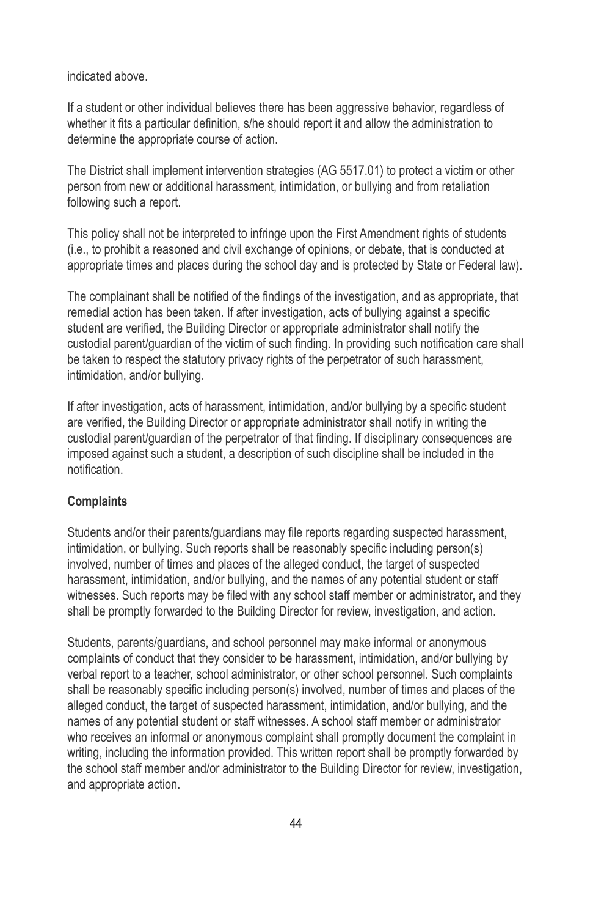indicated above.

If a student or other individual believes there has been aggressive behavior, regardless of whether it fits a particular definition, s/he should report it and allow the administration to determine the appropriate course of action.

The District shall implement intervention strategies (AG 5517.01) to protect a victim or other person from new or additional harassment, intimidation, or bullying and from retaliation following such a report.

This policy shall not be interpreted to infringe upon the First Amendment rights of students (i.e., to prohibit a reasoned and civil exchange of opinions, or debate, that is conducted at appropriate times and places during the school day and is protected by State or Federal law).

The complainant shall be notified of the findings of the investigation, and as appropriate, that remedial action has been taken. If after investigation, acts of bullying against a specific student are verified, the Building Director or appropriate administrator shall notify the custodial parent/guardian of the victim of such finding. In providing such notification care shall be taken to respect the statutory privacy rights of the perpetrator of such harassment, intimidation, and/or bullying.

If after investigation, acts of harassment, intimidation, and/or bullying by a specific student are verified, the Building Director or appropriate administrator shall notify in writing the custodial parent/guardian of the perpetrator of that finding. If disciplinary consequences are imposed against such a student, a description of such discipline shall be included in the notification.

**Complaints**

Students and/or their parents/guardians may file reports regarding suspected harassment, intimidation, or bullying. Such reports shall be reasonably specific including person(s) involved, number of times and places of the alleged conduct, the target of suspected harassment, intimidation, and/or bullying, and the names of any potential student or staff witnesses. Such reports may be filed with any school staff member or administrator, and they shall be promptly forwarded to the Building Director for review, investigation, and action.

Students, parents/guardians, and school personnel may make informal or anonymous complaints of conduct that they consider to be harassment, intimidation, and/or bullying by verbal report to a teacher, school administrator, or other school personnel. Such complaints shall be reasonably specific including person(s) involved, number of times and places of the alleged conduct, the target of suspected harassment, intimidation, and/or bullying, and the names of any potential student or staff witnesses. A school staff member or administrator who receives an informal or anonymous complaint shall promptly document the complaint in writing, including the information provided. This written report shall be promptly forwarded by the school staff member and/or administrator to the Building Director for review, investigation, and appropriate action.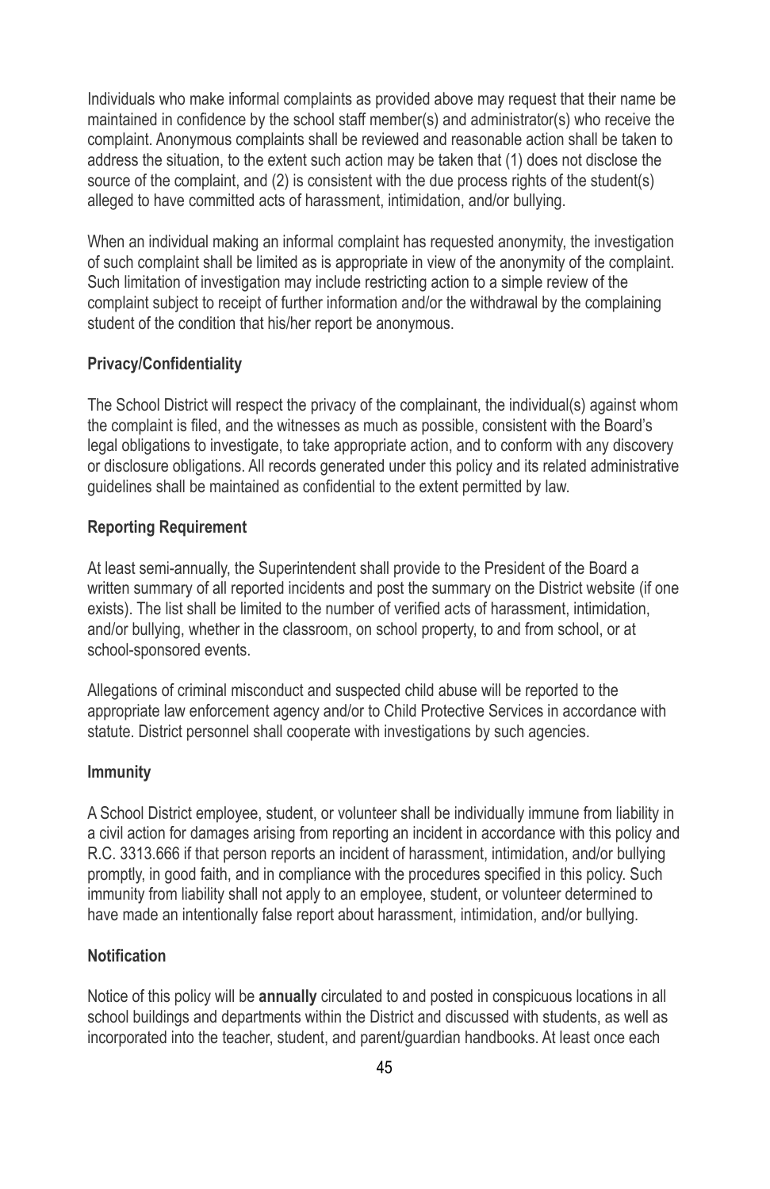Individuals who make informal complaints as provided above may request that their name be maintained in confidence by the school staff member(s) and administrator(s) who receive the complaint. Anonymous complaints shall be reviewed and reasonable action shall be taken to address the situation, to the extent such action may be taken that (1) does not disclose the source of the complaint, and (2) is consistent with the due process rights of the student(s) alleged to have committed acts of harassment, intimidation, and/or bullying.

When an individual making an informal complaint has requested anonymity, the investigation of such complaint shall be limited as is appropriate in view of the anonymity of the complaint. Such limitation of investigation may include restricting action to a simple review of the complaint subject to receipt of further information and/or the withdrawal by the complaining student of the condition that his/her report be anonymous.

**Privacy/Confidentiality**

The School District will respect the privacy of the complainant, the individual(s) against whom the complaint is filed, and the witnesses as much as possible, consistent with the Board's legal obligations to investigate, to take appropriate action, and to conform with any discovery or disclosure obligations. All records generated under this policy and its related administrative guidelines shall be maintained as confidential to the extent permitted by law.

**Reporting Requirement**

At least semi-annually, the Superintendent shall provide to the President of the Board a written summary of all reported incidents and post the summary on the District website (if one exists). The list shall be limited to the number of verified acts of harassment, intimidation, and/or bullying, whether in the classroom, on school property, to and from school, or at school-sponsored events.

Allegations of criminal misconduct and suspected child abuse will be reported to the appropriate law enforcement agency and/or to Child Protective Services in accordance with statute. District personnel shall cooperate with investigations by such agencies.

**Immunity**

A School District employee, student, or volunteer shall be individually immune from liability in a civil action for damages arising from reporting an incident in accordance with this policy and R.C. 3313.666 if that person reports an incident of harassment, intimidation, and/or bullying promptly, in good faith, and in compliance with the procedures specified in this policy. Such immunity from liability shall not apply to an employee, student, or volunteer determined to have made an intentionally false report about harassment, intimidation, and/or bullying.

**Notification**

Notice of this policy will be **annually** circulated to and posted in conspicuous locations in all school buildings and departments within the District and discussed with students, as well as incorporated into the teacher, student, and parent/guardian handbooks. At least once each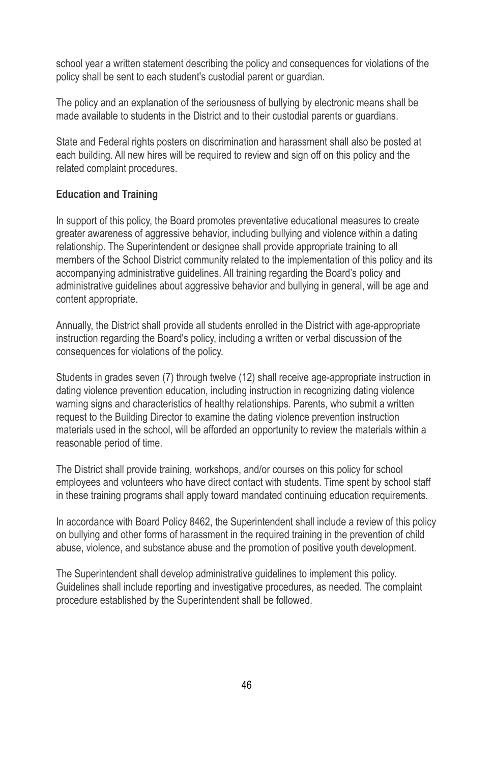school year a written statement describing the policy and consequences for violations of the policy shall be sent to each student's custodial parent or guardian.

The policy and an explanation of the seriousness of bullying by electronic means shall be made available to students in the District and to their custodial parents or guardians.

State and Federal rights posters on discrimination and harassment shall also be posted at each building. All new hires will be required to review and sign off on this policy and the related complaint procedures.

**Education and Training**

In support of this policy, the Board promotes preventative educational measures to create greater awareness of aggressive behavior, including bullying and violence within a dating relationship. The Superintendent or designee shall provide appropriate training to all members of the School District community related to the implementation of this policy and its accompanying administrative guidelines. All training regarding the Board's policy and administrative guidelines about aggressive behavior and bullying in general, will be age and content appropriate.

Annually, the District shall provide all students enrolled in the District with age-appropriate instruction regarding the Board's policy, including a written or verbal discussion of the consequences for violations of the policy.

Students in grades seven (7) through twelve (12) shall receive age-appropriate instruction in dating violence prevention education, including instruction in recognizing dating violence warning signs and characteristics of healthy relationships. Parents, who submit a written request to the Building Director to examine the dating violence prevention instruction materials used in the school, will be afforded an opportunity to review the materials within a reasonable period of time.

The District shall provide training, workshops, and/or courses on this policy for school employees and volunteers who have direct contact with students. Time spent by school staff in these training programs shall apply toward mandated continuing education requirements.

In accordance with Board Policy 8462, the Superintendent shall include a review of this policy on bullying and other forms of harassment in the required training in the prevention of child abuse, violence, and substance abuse and the promotion of positive youth development.

The Superintendent shall develop administrative guidelines to implement this policy. Guidelines shall include reporting and investigative procedures, as needed. The complaint procedure established by the Superintendent shall be followed.